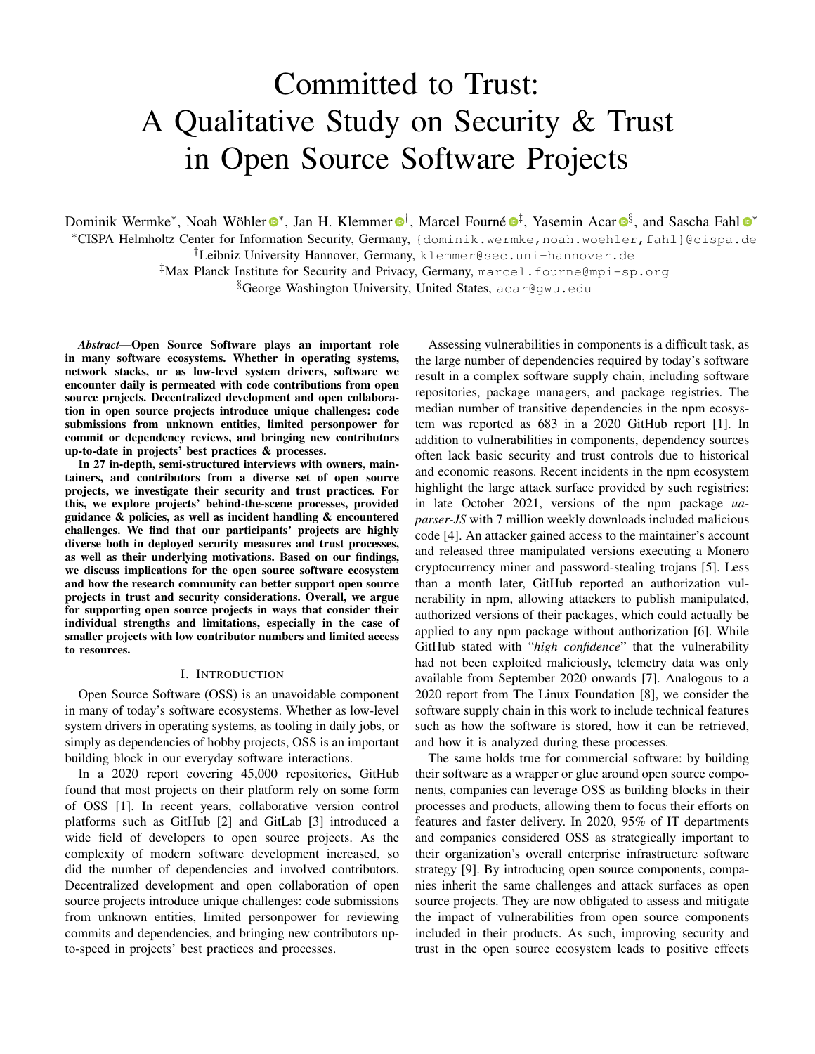# Committed to Trust: A Qualitative Study on Security & Trust in Open Source Software Projects

Dominik Wermke*, Noah Wöhler*, Jan H. Klemmer†, Marcel Fourné‡, Yasemin Acar§, and Sascha Fahl*

*CISPA Helmholtz Center for Information Security, Germany, {dominik.wermke,noah.woehler,fahl}@cispa.de

†Leibniz University Hannover, Germany, klemmer@sec.uni-hannover.de

‡Max Planck Institute for Security and Privacy, Germany, marcel.fourne@mpi-sp.org

§George Washington University, United States, acar@gwu.edu

***Abstract*—Open Source Software plays an important role in many software ecosystems. Whether in operating systems, network stacks, or as low-level system drivers, software we encounter daily is permeated with code contributions from open source projects. Decentralized development and open collaboration in open source projects introduce unique challenges: code submissions from unknown entities, limited personpower for commit or dependency reviews, and bringing new contributors up-to-date in projects' best practices & processes.**

**In 27 in-depth, semi-structured interviews with owners, maintainers, and contributors from a diverse set of open source projects, we investigate their security and trust practices. For this, we explore projects' behind-the-scene processes, provided guidance & policies, as well as incident handling & encountered challenges. We find that our participants' projects are highly diverse both in deployed security measures and trust processes, as well as their underlying motivations. Based on our findings, we discuss implications for the open source software ecosystem and how the research community can better support open source projects in trust and security considerations. Overall, we argue for supporting open source projects in ways that consider their individual strengths and limitations, especially in the case of smaller projects with low contributor numbers and limited access to resources.**

## I. Introduction

Open Source Software (OSS) is an unavoidable component in many of today's software ecosystems. Whether as low-level system drivers in operating systems, as tooling in daily jobs, or simply as dependencies of hobby projects, OSS is an important building block in our everyday software interactions.

In a 2020 report covering 45,000 repositories, GitHub found that most projects on their platform rely on some form of OSS [1]. In recent years, collaborative version control platforms such as GitHub [2] and GitLab [3] introduced a wide field of developers to open source projects. As the complexity of modern software development increased, so did the number of dependencies and involved contributors. Decentralized development and open collaboration of open source projects introduce unique challenges: code submissions from unknown entities, limited personpower for reviewing commits and dependencies, and bringing new contributors up-to-speed in projects' best practices and processes.

Assessing vulnerabilities in components is a difficult task, as the large number of dependencies required by today's software result in a complex software supply chain, including software repositories, package managers, and package registries. The median number of transitive dependencies in the npm ecosystem was reported as 683 in a 2020 GitHub report [1]. In addition to vulnerabilities in components, dependency sources often lack basic security and trust controls due to historical and economic reasons. Recent incidents in the npm ecosystem highlight the large attack surface provided by such registries: in late October 2021, versions of the npm package *ua-parser-JS* with 7 million weekly downloads included malicious code [4]. An attacker gained access to the maintainer's account and released three manipulated versions executing a Monero cryptocurrency miner and password-stealing trojans [5]. Less than a month later, GitHub reported an authorization vulnerability in npm, allowing attackers to publish manipulated, authorized versions of their packages, which could actually be applied to any npm package without authorization [6]. While GitHub stated with "*high confidence*" that the vulnerability had not been exploited maliciously, telemetry data was only available from September 2020 onwards [7]. Analogous to a 2020 report from The Linux Foundation [8], we consider the software supply chain in this work to include technical features such as how the software is stored, how it can be retrieved, and how it is analyzed during these processes.

The same holds true for commercial software: by building their software as a wrapper or glue around open source components, companies can leverage OSS as building blocks in their processes and products, allowing them to focus their efforts on features and faster delivery. In 2020, 95% of IT departments and companies considered OSS as strategically important to their organization's overall enterprise infrastructure software strategy [9]. By introducing open source components, companies inherit the same challenges and attack surfaces as open source projects. They are now obligated to assess and mitigate the impact of vulnerabilities from open source components included in their products. As such, improving security and trust in the open source ecosystem leads to positive effects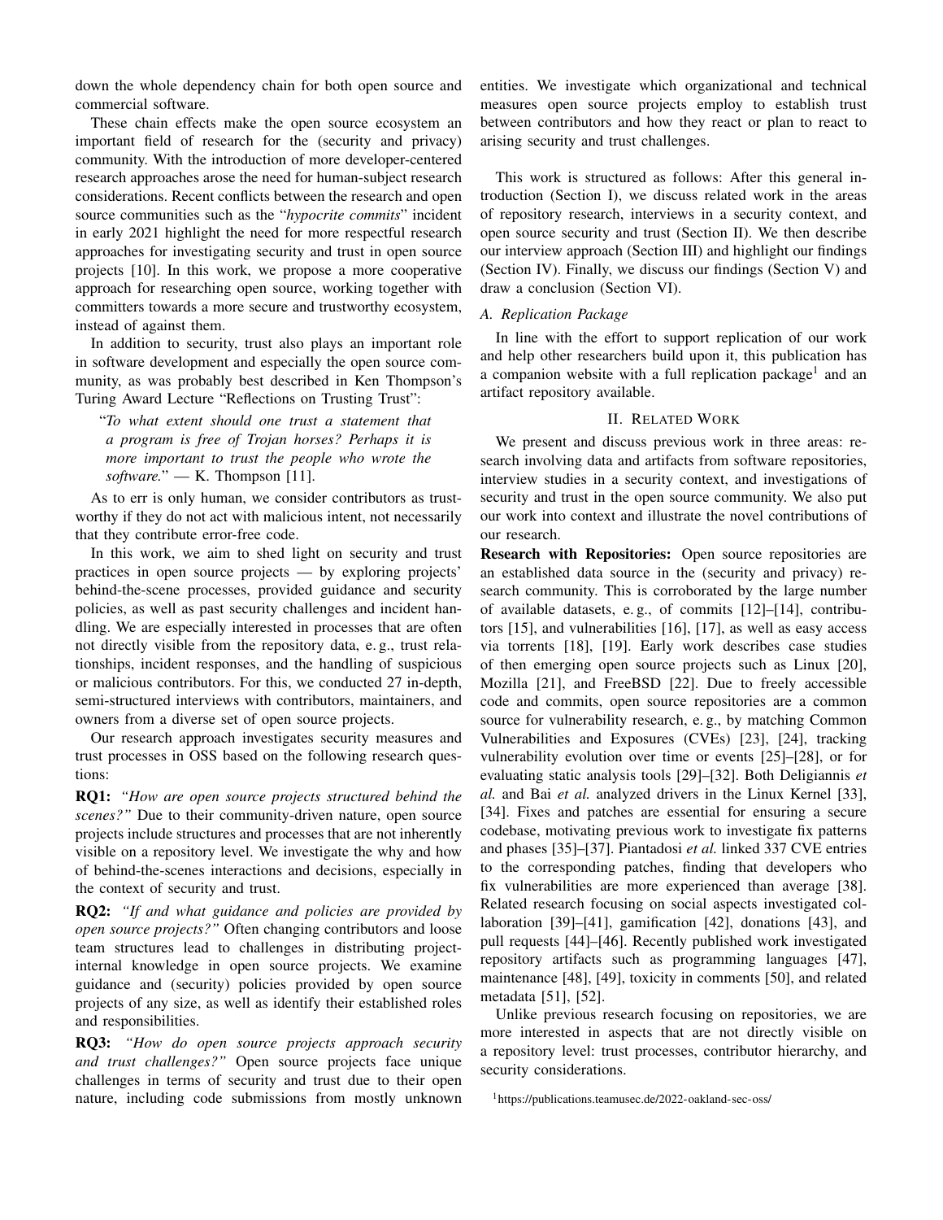down the whole dependency chain for both open source and commercial software.

These chain effects make the open source ecosystem an important field of research for the (security and privacy) community. With the introduction of more developer-centered research approaches arose the need for human-subject research considerations. Recent conflicts between the research and open source communities such as the "*hypocrite commits*" incident in early 2021 highlight the need for more respectful research approaches for investigating security and trust in open source projects [10]. In this work, we propose a more cooperative approach for researching open source, working together with committers towards a more secure and trustworthy ecosystem, instead of against them.

In addition to security, trust also plays an important role in software development and especially the open source community, as was probably best described in Ken Thompson's Turing Award Lecture "Reflections on Trusting Trust":

> "*To what extent should one trust a statement that a program is free of Trojan horses? Perhaps it is more important to trust the people who wrote the software.*" — K. Thompson [11].

As to err is only human, we consider contributors as trustworthy if they do not act with malicious intent, not necessarily that they contribute error-free code.

In this work, we aim to shed light on security and trust practices in open source projects — by exploring projects' behind-the-scene processes, provided guidance and security policies, as well as past security challenges and incident handling. We are especially interested in processes that are often not directly visible from the repository data, e. g., trust relationships, incident responses, and the handling of suspicious or malicious contributors. For this, we conducted 27 in-depth, semi-structured interviews with contributors, maintainers, and owners from a diverse set of open source projects.

Our research approach investigates security measures and trust processes in OSS based on the following research questions:

**RQ1:** *"How are open source projects structured behind the scenes?"* Due to their community-driven nature, open source projects include structures and processes that are not inherently visible on a repository level. We investigate the why and how of behind-the-scenes interactions and decisions, especially in the context of security and trust.

**RQ2:** *"If and what guidance and policies are provided by open source projects?"* Often changing contributors and loose team structures lead to challenges in distributing project-internal knowledge in open source projects. We examine guidance and (security) policies provided by open source projects of any size, as well as identify their established roles and responsibilities.

**RQ3:** *"How do open source projects approach security and trust challenges?"* Open source projects face unique challenges in terms of security and trust due to their open nature, including code submissions from mostly unknown entities. We investigate which organizational and technical measures open source projects employ to establish trust between contributors and how they react or plan to react to arising security and trust challenges.

This work is structured as follows: After this general introduction (Section I), we discuss related work in the areas of repository research, interviews in a security context, and open source security and trust (Section II). We then describe our interview approach (Section III) and highlight our findings (Section IV). Finally, we discuss our findings (Section V) and draw a conclusion (Section VI).

### A. Replication Package

In line with the effort to support replication of our work and help other researchers build upon it, this publication has a companion website with a full replication package[1] and an artifact repository available.

## II. Related Work

We present and discuss previous work in three areas: research involving data and artifacts from software repositories, interview studies in a security context, and investigations of security and trust in the open source community. We also put our work into context and illustrate the novel contributions of our research.

**Research with Repositories:** Open source repositories are an established data source in the (security and privacy) research community. This is corroborated by the large number of available datasets, e. g., of commits [12]–[14], contributors [15], and vulnerabilities [16], [17], as well as easy access via torrents [18], [19]. Early work describes case studies of then emerging open source projects such as Linux [20], Mozilla [21], and FreeBSD [22]. Due to freely accessible code and commits, open source repositories are a common source for vulnerability research, e. g., by matching Common Vulnerabilities and Exposures (CVEs) [23], [24], tracking vulnerability evolution over time or events [25]–[28], or for evaluating static analysis tools [29]–[32]. Both Deligiannis *et al.* and Bai *et al.* analyzed drivers in the Linux Kernel [33], [34]. Fixes and patches are essential for ensuring a secure codebase, motivating previous work to investigate fix patterns and phases [35]–[37]. Piantadosi *et al.* linked 337 CVE entries to the corresponding patches, finding that developers who fix vulnerabilities are more experienced than average [38]. Related research focusing on social aspects investigated collaboration [39]–[41], gamification [42], donations [43], and pull requests [44]–[46]. Recently published work investigated repository artifacts such as programming languages [47], maintenance [48], [49], toxicity in comments [50], and related metadata [51], [52].

Unlike previous research focusing on repositories, we are more interested in aspects that are not directly visible on a repository level: trust processes, contributor hierarchy, and security considerations.

[1] https://publications.teamusec.de/2022-oakland-sec-oss/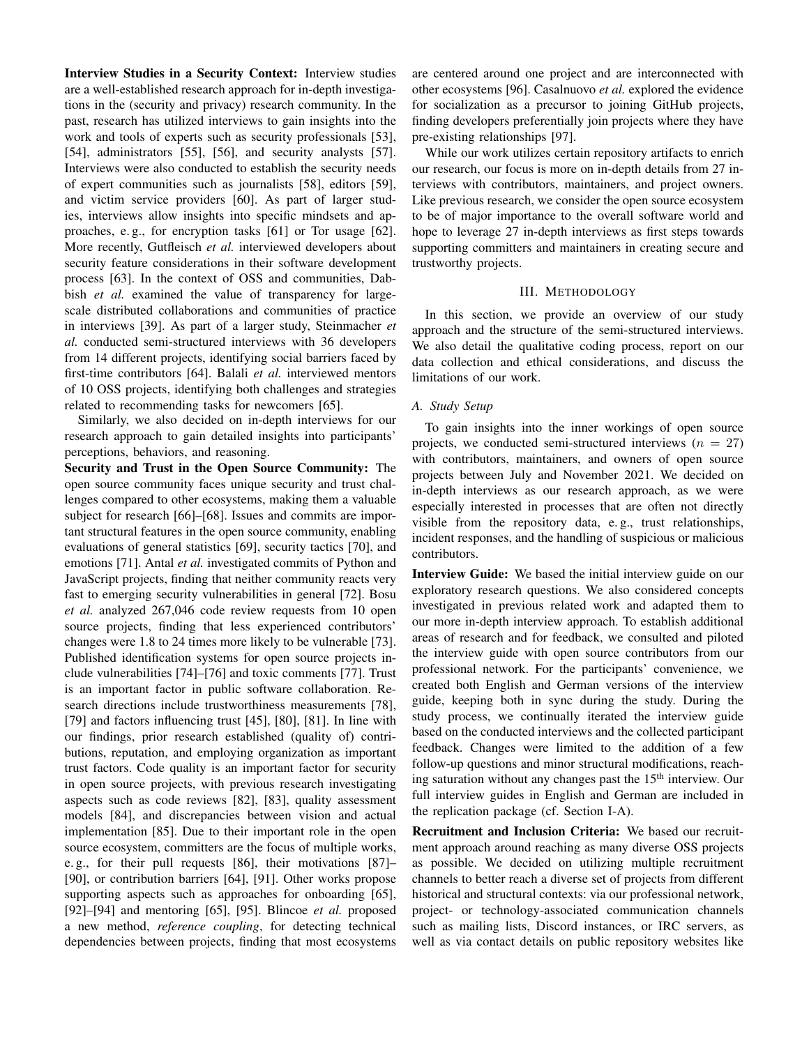**Interview Studies in a Security Context:** Interview studies are a well-established research approach for in-depth investigations in the (security and privacy) research community. In the past, research has utilized interviews to gain insights into the work and tools of experts such as security professionals [53], [54], administrators [55], [56], and security analysts [57]. Interviews were also conducted to establish the security needs of expert communities such as journalists [58], editors [59], and victim service providers [60]. As part of larger studies, interviews allow insights into specific mindsets and approaches, e. g., for encryption tasks [61] or Tor usage [62]. More recently, Gutfleisch *et al.* interviewed developers about security feature considerations in their software development process [63]. In the context of OSS and communities, Dabbish *et al.* examined the value of transparency for large-scale distributed collaborations and communities of practice in interviews [39]. As part of a larger study, Steinmacher *et al.* conducted semi-structured interviews with 36 developers from 14 different projects, identifying social barriers faced by first-time contributors [64]. Balali *et al.* interviewed mentors of 10 OSS projects, identifying both challenges and strategies related to recommending tasks for newcomers [65].

Similarly, we also decided on in-depth interviews for our research approach to gain detailed insights into participants' perceptions, behaviors, and reasoning.

**Security and Trust in the Open Source Community:** The open source community faces unique security and trust challenges compared to other ecosystems, making them a valuable subject for research [66]–[68]. Issues and commits are important structural features in the open source community, enabling evaluations of general statistics [69], security tactics [70], and emotions [71]. Antal *et al.* investigated commits of Python and JavaScript projects, finding that neither community reacts very fast to emerging security vulnerabilities in general [72]. Bosu *et al.* analyzed 267,046 code review requests from 10 open source projects, finding that less experienced contributors' changes were 1.8 to 24 times more likely to be vulnerable [73]. Published identification systems for open source projects include vulnerabilities [74]–[76] and toxic comments [77]. Trust is an important factor in public software collaboration. Research directions include trustworthiness measurements [78], [79] and factors influencing trust [45], [80], [81]. In line with our findings, prior research established (quality of) contributions, reputation, and employing organization as important trust factors. Code quality is an important factor for security in open source projects, with previous research investigating aspects such as code reviews [82], [83], quality assessment models [84], and discrepancies between vision and actual implementation [85]. Due to their important role in the open source ecosystem, committers are the focus of multiple works, e. g., for their pull requests [86], their motivations [87]–[90], or contribution barriers [64], [91]. Other works propose supporting aspects such as approaches for onboarding [65], [92]–[94] and mentoring [65], [95]. Blincoe *et al.* proposed a new method, *reference coupling*, for detecting technical dependencies between projects, finding that most ecosystems are centered around one project and are interconnected with other ecosystems [96]. Casalnuovo *et al.* explored the evidence for socialization as a precursor to joining GitHub projects, finding developers preferentially join projects where they have pre-existing relationships [97].

While our work utilizes certain repository artifacts to enrich our research, our focus is more on in-depth details from 27 interviews with contributors, maintainers, and project owners. Like previous research, we consider the open source ecosystem to be of major importance to the overall software world and hope to leverage 27 in-depth interviews as first steps towards supporting committers and maintainers in creating secure and trustworthy projects.

## III. Methodology

In this section, we provide an overview of our study approach and the structure of the semi-structured interviews. We also detail the qualitative coding process, report on our data collection and ethical considerations, and discuss the limitations of our work.

### A. Study Setup

To gain insights into the inner workings of open source projects, we conducted semi-structured interviews ($n = 27$) with contributors, maintainers, and owners of open source projects between July and November 2021. We decided on in-depth interviews as our research approach, as we were especially interested in processes that are often not directly visible from the repository data, e. g., trust relationships, incident responses, and the handling of suspicious or malicious contributors.

**Interview Guide:** We based the initial interview guide on our exploratory research questions. We also considered concepts investigated in previous related work and adapted them to our more in-depth interview approach. To establish additional areas of research and for feedback, we consulted and piloted the interview guide with open source contributors from our professional network. For the participants' convenience, we created both English and German versions of the interview guide, keeping both in sync during the study. During the study process, we continually iterated the interview guide based on the conducted interviews and the collected participant feedback. Changes were limited to the addition of a few follow-up questions and minor structural modifications, reaching saturation without any changes past the 15th interview. Our full interview guides in English and German are included in the replication package (cf. Section I-A).

**Recruitment and Inclusion Criteria:** We based our recruitment approach around reaching as many diverse OSS projects as possible. We decided on utilizing multiple recruitment channels to better reach a diverse set of projects from different historical and structural contexts: via our professional network, project- or technology-associated communication channels such as mailing lists, Discord instances, or IRC servers, as well as via contact details on public repository websites like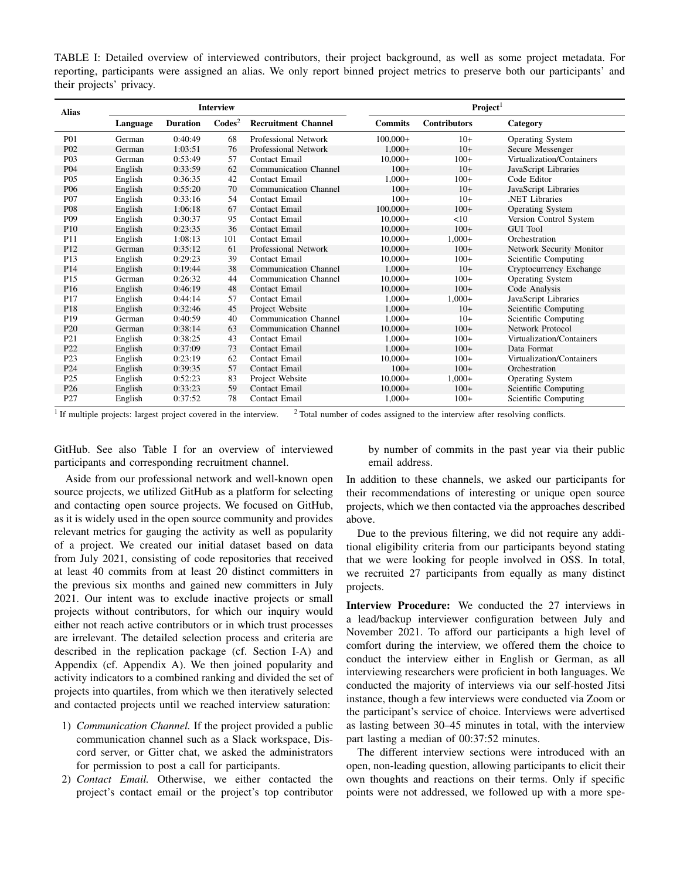TABLE I: Detailed overview of interviewed contributors, their project background, as well as some project metadata. For reporting, participants were assigned an alias. We only report binned project metrics to preserve both our participants' and their projects' privacy.

| Alias | Interview | | | | Project[1] | | |
|---|---|---|---|---|---|---|---|
| | Language | Duration | Codes[2] | Recruitment Channel | Commits | Contributors | Category |
| P01 | German | 0:40:49 | 68 | Professional Network | 100,000+ | 10+ | Operating System |
| P02 | German | 1:03:51 | 76 | Professional Network | 1,000+ | 10+ | Secure Messenger |
| P03 | German | 0:53:49 | 57 | Contact Email | 10,000+ | 100+ | Virtualization/Containers |
| P04 | English | 0:33:59 | 62 | Communication Channel | 100+ | 10+ | JavaScript Libraries |
| P05 | English | 0:36:35 | 42 | Contact Email | 1,000+ | 100+ | Code Editor |
| P06 | English | 0:55:20 | 70 | Communication Channel | 100+ | 10+ | JavaScript Libraries |
| P07 | English | 0:33:16 | 54 | Contact Email | 100+ | 10+ | .NET Libraries |
| P08 | English | 1:06:18 | 67 | Contact Email | 100,000+ | 100+ | Operating System |
| P09 | English | 0:30:37 | 95 | Contact Email | 10,000+ | <10 | Version Control System |
| P10 | English | 0:23:35 | 36 | Contact Email | 10,000+ | 100+ | GUI Tool |
| P11 | English | 1:08:13 | 101 | Contact Email | 10,000+ | 1,000+ | Orchestration |
| P12 | German | 0:35:12 | 61 | Professional Network | 10,000+ | 100+ | Network Security Monitor |
| P13 | English | 0:29:23 | 39 | Contact Email | 10,000+ | 100+ | Scientific Computing |
| P14 | English | 0:19:44 | 38 | Communication Channel | 1,000+ | 10+ | Cryptocurrency Exchange |
| P15 | German | 0:26:32 | 44 | Communication Channel | 10,000+ | 100+ | Operating System |
| P16 | English | 0:46:19 | 48 | Contact Email | 10,000+ | 100+ | Code Analysis |
| P17 | English | 0:44:14 | 57 | Contact Email | 1,000+ | 1,000+ | JavaScript Libraries |
| P18 | English | 0:32:46 | 45 | Project Website | 1,000+ | 10+ | Scientific Computing |
| P19 | German | 0:40:59 | 40 | Communication Channel | 1,000+ | 10+ | Scientific Computing |
| P20 | German | 0:38:14 | 63 | Communication Channel | 10,000+ | 100+ | Network Protocol |
| P21 | English | 0:38:25 | 43 | Contact Email | 1,000+ | 100+ | Virtualization/Containers |
| P22 | English | 0:37:09 | 73 | Contact Email | 1,000+ | 100+ | Data Format |
| P23 | English | 0:23:19 | 62 | Contact Email | 10,000+ | 100+ | Virtualization/Containers |
| P24 | English | 0:39:35 | 57 | Contact Email | 100+ | 100+ | Orchestration |
| P25 | English | 0:52:23 | 83 | Project Website | 10,000+ | 1,000+ | Operating System |
| P26 | English | 0:33:23 | 59 | Contact Email | 10,000+ | 100+ | Scientific Computing |
| P27 | English | 0:37:52 | 78 | Contact Email | 1,000+ | 100+ | Scientific Computing |

[1] If multiple projects: largest project covered in the interview. [2] Total number of codes assigned to the interview after resolving conflicts.

GitHub. See also Table I for an overview of interviewed participants and corresponding recruitment channel.

Aside from our professional network and well-known open source projects, we utilized GitHub as a platform for selecting and contacting open source projects. We focused on GitHub, as it is widely used in the open source community and provides relevant metrics for gauging the activity as well as popularity of a project. We created our initial dataset based on data from July 2021, consisting of code repositories that received at least 40 commits from at least 20 distinct committers in the previous six months and gained new committers in July 2021. Our intent was to exclude inactive projects or small projects without contributors, for which our inquiry would either not reach active contributors or in which trust processes are irrelevant. The detailed selection process and criteria are described in the replication package (cf. Section I-A) and Appendix (cf. Appendix A). We then joined popularity and activity indicators to a combined ranking and divided the set of projects into quartiles, from which we then iteratively selected and contacted projects until we reached interview saturation:

1) *Communication Channel.* If the project provided a public communication channel such as a Slack workspace, Discord server, or Gitter chat, we asked the administrators for permission to post a call for participants.
2) *Contact Email.* Otherwise, we either contacted the project's contact email or the project's top contributor by number of commits in the past year via their public email address.

In addition to these channels, we asked our participants for their recommendations of interesting or unique open source projects, which we then contacted via the approaches described above.

Due to the previous filtering, we did not require any additional eligibility criteria from our participants beyond stating that we were looking for people involved in OSS. In total, we recruited 27 participants from equally as many distinct projects.

**Interview Procedure:** We conducted the 27 interviews in a lead/backup interviewer configuration between July and November 2021. To afford our participants a high level of comfort during the interview, we offered them the choice to conduct the interview either in English or German, as all interviewing researchers were proficient in both languages. We conducted the majority of interviews via our self-hosted Jitsi instance, though a few interviews were conducted via Zoom or the participant's service of choice. Interviews were advertised as lasting between 30–45 minutes in total, with the interview part lasting a median of 00:37:52 minutes.

The different interview sections were introduced with an open, non-leading question, allowing participants to elicit their own thoughts and reactions on their terms. Only if specific points were not addressed, we followed up with a more spe-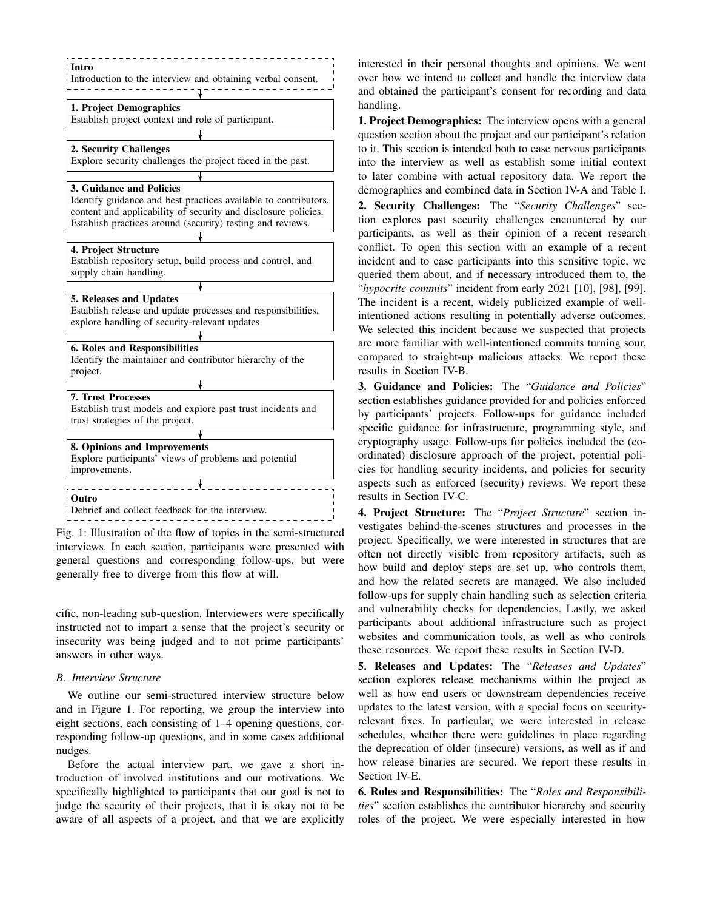**Intro**
Introduction to the interview and obtaining verbal consent.

**1. Project Demographics**
Establish project context and role of participant.

**2. Security Challenges**
Explore security challenges the project faced in the past.

**3. Guidance and Policies**
Identify guidance and best practices available to contributors, content and applicability of security and disclosure policies. Establish practices around (security) testing and reviews.

**4. Project Structure**
Establish repository setup, build process and control, and supply chain handling.

**5. Releases and Updates**
Establish release and update processes and responsibilities, explore handling of security-relevant updates.

**6. Roles and Responsibilities**
Identify the maintainer and contributor hierarchy of the project.

**7. Trust Processes**
Establish trust models and explore past trust incidents and trust strategies of the project.

**8. Opinions and Improvements**
Explore participants' views of problems and potential improvements.

**Outro**
Debrief and collect feedback for the interview.

Fig. 1: Illustration of the flow of topics in the semi-structured interviews. In each section, participants were presented with general questions and corresponding follow-ups, but were generally free to diverge from this flow at will.

cific, non-leading sub-question. Interviewers were specifically instructed not to impart a sense that the project's security or insecurity was being judged and to not prime participants' answers in other ways.

### B. Interview Structure

We outline our semi-structured interview structure below and in Figure 1. For reporting, we group the interview into eight sections, each consisting of 1–4 opening questions, corresponding follow-up questions, and in some cases additional nudges.

Before the actual interview part, we gave a short introduction of involved institutions and our motivations. We specifically highlighted to participants that our goal is not to judge the security of their projects, that it is okay not to be aware of all aspects of a project, and that we are explicitly interested in their personal thoughts and opinions. We went over how we intend to collect and handle the interview data and obtained the participant's consent for recording and data handling.

**1. Project Demographics:** The interview opens with a general question section about the project and our participant's relation to it. This section is intended both to ease nervous participants into the interview as well as establish some initial context to later combine with actual repository data. We report the demographics and combined data in Section IV-A and Table I.

**2. Security Challenges:** The "*Security Challenges*" section explores past security challenges encountered by our participants, as well as their opinion of a recent research conflict. To open this section with an example of a recent incident and to ease participants into this sensitive topic, we queried them about, and if necessary introduced them to, the "*hypocrite commits*" incident from early 2021 [10], [98], [99]. The incident is a recent, widely publicized example of well-intentioned actions resulting in potentially adverse outcomes. We selected this incident because we suspected that projects are more familiar with well-intentioned commits turning sour, compared to straight-up malicious attacks. We report these results in Section IV-B.

**3. Guidance and Policies:** The "*Guidance and Policies*" section establishes guidance provided for and policies enforced by participants' projects. Follow-ups for guidance included specific guidance for infrastructure, programming style, and cryptography usage. Follow-ups for policies included the (coordinated) disclosure approach of the project, potential policies for handling security incidents, and policies for security aspects such as enforced (security) reviews. We report these results in Section IV-C.

**4. Project Structure:** The "*Project Structure*" section investigates behind-the-scenes structures and processes in the project. Specifically, we were interested in structures that are often not directly visible from repository artifacts, such as how build and deploy steps are set up, who controls them, and how the related secrets are managed. We also included follow-ups for supply chain handling such as selection criteria and vulnerability checks for dependencies. Lastly, we asked participants about additional infrastructure such as project websites and communication tools, as well as who controls these resources. We report these results in Section IV-D.

**5. Releases and Updates:** The "*Releases and Updates*" section explores release mechanisms within the project as well as how end users or downstream dependencies receive updates to the latest version, with a special focus on security-relevant fixes. In particular, we were interested in release schedules, whether there were guidelines in place regarding the deprecation of older (insecure) versions, as well as if and how release binaries are secured. We report these results in Section IV-E.

**6. Roles and Responsibilities:** The "*Roles and Responsibilities*" section establishes the contributor hierarchy and security roles of the project. We were especially interested in how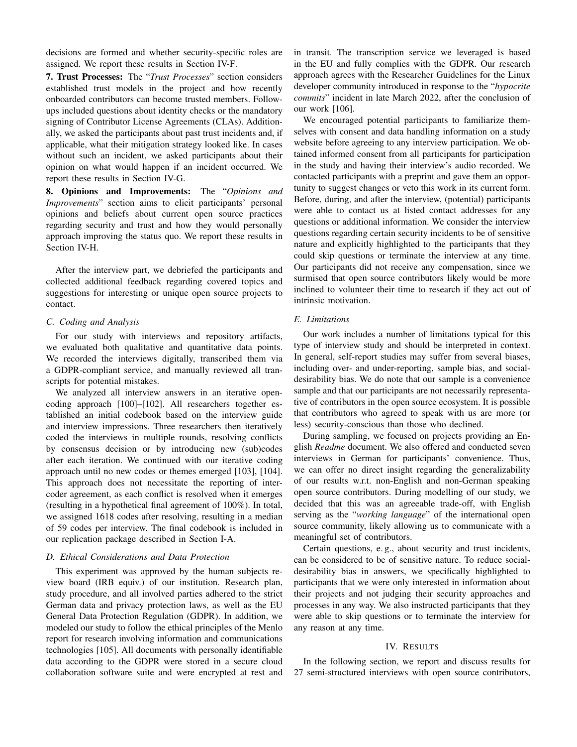decisions are formed and whether security-specific roles are assigned. We report these results in Section IV-F.

**7. Trust Processes:** The "*Trust Processes*" section considers established trust models in the project and how recently onboarded contributors can become trusted members. Follow-ups included questions about identity checks or the mandatory signing of Contributor License Agreements (CLAs). Additionally, we asked the participants about past trust incidents and, if applicable, what their mitigation strategy looked like. In cases without such an incident, we asked participants about their opinion on what would happen if an incident occurred. We report these results in Section IV-G.

**8. Opinions and Improvements:** The "*Opinions and Improvements*" section aims to elicit participants' personal opinions and beliefs about current open source practices regarding security and trust and how they would personally approach improving the status quo. We report these results in Section IV-H.

After the interview part, we debriefed the participants and collected additional feedback regarding covered topics and suggestions for interesting or unique open source projects to contact.

### C. Coding and Analysis

For our study with interviews and repository artifacts, we evaluated both qualitative and quantitative data points. We recorded the interviews digitally, transcribed them via a GDPR-compliant service, and manually reviewed all transcripts for potential mistakes.

We analyzed all interview answers in an iterative open-coding approach [100]–[102]. All researchers together established an initial codebook based on the interview guide and interview impressions. Three researchers then iteratively coded the interviews in multiple rounds, resolving conflicts by consensus decision or by introducing new (sub)codes after each iteration. We continued with our iterative coding approach until no new codes or themes emerged [103], [104]. This approach does not necessitate the reporting of inter-coder agreement, as each conflict is resolved when it emerges (resulting in a hypothetical final agreement of 100%). In total, we assigned 1618 codes after resolving, resulting in a median of 59 codes per interview. The final codebook is included in our replication package described in Section I-A.

### D. Ethical Considerations and Data Protection

This experiment was approved by the human subjects review board (IRB equiv.) of our institution. Research plan, study procedure, and all involved parties adhered to the strict German data and privacy protection laws, as well as the EU General Data Protection Regulation (GDPR). In addition, we modeled our study to follow the ethical principles of the Menlo report for research involving information and communications technologies [105]. All documents with personally identifiable data according to the GDPR were stored in a secure cloud collaboration software suite and were encrypted at rest and in transit. The transcription service we leveraged is based in the EU and fully complies with the GDPR. Our research approach agrees with the Researcher Guidelines for the Linux developer community introduced in response to the "*hypocrite commits*" incident in late March 2022, after the conclusion of our work [106].

We encouraged potential participants to familiarize themselves with consent and data handling information on a study website before agreeing to any interview participation. We obtained informed consent from all participants for participation in the study and having their interview's audio recorded. We contacted participants with a preprint and gave them an opportunity to suggest changes or veto this work in its current form. Before, during, and after the interview, (potential) participants were able to contact us at listed contact addresses for any questions or additional information. We consider the interview questions regarding certain security incidents to be of sensitive nature and explicitly highlighted to the participants that they could skip questions or terminate the interview at any time. Our participants did not receive any compensation, since we surmised that open source contributors likely would be more inclined to volunteer their time to research if they act out of intrinsic motivation.

### E. Limitations

Our work includes a number of limitations typical for this type of interview study and should be interpreted in context. In general, self-report studies may suffer from several biases, including over- and under-reporting, sample bias, and social-desirability bias. We do note that our sample is a convenience sample and that our participants are not necessarily representative of contributors in the open source ecosystem. It is possible that contributors who agreed to speak with us are more (or less) security-conscious than those who declined.

During sampling, we focused on projects providing an English *Readme* document. We also offered and conducted seven interviews in German for participants' convenience. Thus, we can offer no direct insight regarding the generalizability of our results w.r.t. non-English and non-German speaking open source contributors. During modelling of our study, we decided that this was an agreeable trade-off, with English serving as the "*working language*" of the international open source community, likely allowing us to communicate with a meaningful set of contributors.

Certain questions, e. g., about security and trust incidents, can be considered to be of sensitive nature. To reduce social-desirability bias in answers, we specifically highlighted to participants that we were only interested in information about their projects and not judging their security approaches and processes in any way. We also instructed participants that they were able to skip questions or to terminate the interview for any reason at any time.

## IV. Results

In the following section, we report and discuss results for 27 semi-structured interviews with open source contributors,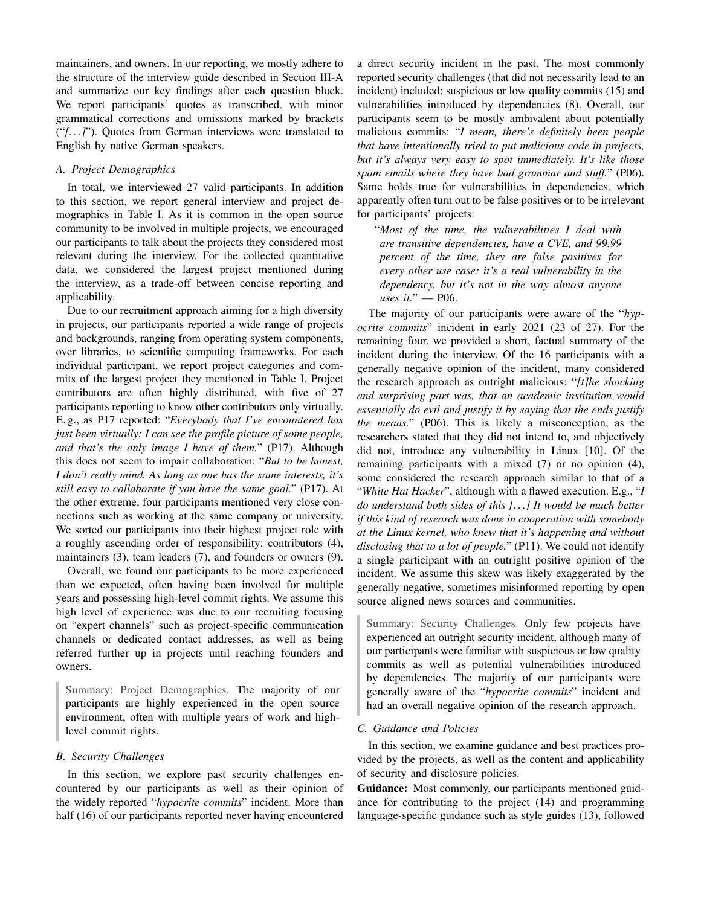maintainers, and owners. In our reporting, we mostly adhere to the structure of the interview guide described in Section III-A and summarize our key findings after each question block. We report participants' quotes as transcribed, with minor grammatical corrections and omissions marked by brackets ("*[. . . ]*"). Quotes from German interviews were translated to English by native German speakers.

### *A. Project Demographics*

In total, we interviewed 27 valid participants. In addition to this section, we report general interview and project demographics in Table I. As it is common in the open source community to be involved in multiple projects, we encouraged our participants to talk about the projects they considered most relevant during the interview. For the collected quantitative data, we considered the largest project mentioned during the interview, as a trade-off between concise reporting and applicability.

Due to our recruitment approach aiming for a high diversity in projects, our participants reported a wide range of projects and backgrounds, ranging from operating system components, over libraries, to scientific computing frameworks. For each individual participant, we report project categories and commits of the largest project they mentioned in Table I. Project contributors are often highly distributed, with five of 27 participants reporting to know other contributors only virtually. E. g., as P17 reported: "*Everybody that I've encountered has just been virtually: I can see the profile picture of some people, and that's the only image I have of them.*" (P17). Although this does not seem to impair collaboration: "*But to be honest, I don't really mind. As long as one has the same interests, it's still easy to collaborate if you have the same goal.*" (P17). At the other extreme, four participants mentioned very close connections such as working at the same company or university. We sorted our participants into their highest project role with a roughly ascending order of responsibility: contributors (4), maintainers (3), team leaders (7), and founders or owners (9).

Overall, we found our participants to be more experienced than we expected, often having been involved for multiple years and possessing high-level commit rights. We assume this high level of experience was due to our recruiting focusing on "expert channels" such as project-specific communication channels or dedicated contact addresses, as well as being referred further up in projects until reaching founders and owners.

> Summary: Project Demographics. The majority of our participants are highly experienced in the open source environment, often with multiple years of work and high-level commit rights.

### *B. Security Challenges*

In this section, we explore past security challenges encountered by our participants as well as their opinion of the widely reported "*hypocrite commits*" incident. More than half (16) of our participants reported never having encountered a direct security incident in the past. The most commonly reported security challenges (that did not necessarily lead to an incident) included: suspicious or low quality commits (15) and vulnerabilities introduced by dependencies (8). Overall, our participants seem to be mostly ambivalent about potentially malicious commits: "*I mean, there's definitely been people that have intentionally tried to put malicious code in projects, but it's always very easy to spot immediately. It's like those spam emails where they have bad grammar and stuff.*" (P06). Same holds true for vulnerabilities in dependencies, which apparently often turn out to be false positives or to be irrelevant for participants' projects:

> "*Most of the time, the vulnerabilities I deal with are transitive dependencies, have a CVE, and 99.99 percent of the time, they are false positives for every other use case: it's a real vulnerability in the dependency, but it's not in the way almost anyone uses it.*" — P06.

The majority of our participants were aware of the "*hypocrite commits*" incident in early 2021 (23 of 27). For the remaining four, we provided a short, factual summary of the incident during the interview. Of the 16 participants with a generally negative opinion of the incident, many considered the research approach as outright malicious: "*[t]he shocking and surprising part was, that an academic institution would essentially do evil and justify it by saying that the ends justify the means.*" (P06). This is likely a misconception, as the researchers stated that they did not intend to, and objectively did not, introduce any vulnerability in Linux [10]. Of the remaining participants with a mixed (7) or no opinion (4), some considered the research approach similar to that of a "*White Hat Hacker*", although with a flawed execution. E.g., "*I do understand both sides of this [. . . ] It would be much better if this kind of research was done in cooperation with somebody at the Linux kernel, who knew that it's happening and without disclosing that to a lot of people.*" (P11). We could not identify a single participant with an outright positive opinion of the incident. We assume this skew was likely exaggerated by the generally negative, sometimes misinformed reporting by open source aligned news sources and communities.

> Summary: Security Challenges. Only few projects have experienced an outright security incident, although many of our participants were familiar with suspicious or low quality commits as well as potential vulnerabilities introduced by dependencies. The majority of our participants were generally aware of the "*hypocrite commits*" incident and had an overall negative opinion of the research approach.

### *C. Guidance and Policies*

In this section, we examine guidance and best practices provided by the projects, as well as the content and applicability of security and disclosure policies.

**Guidance:** Most commonly, our participants mentioned guidance for contributing to the project (14) and programming language-specific guidance such as style guides (13), followed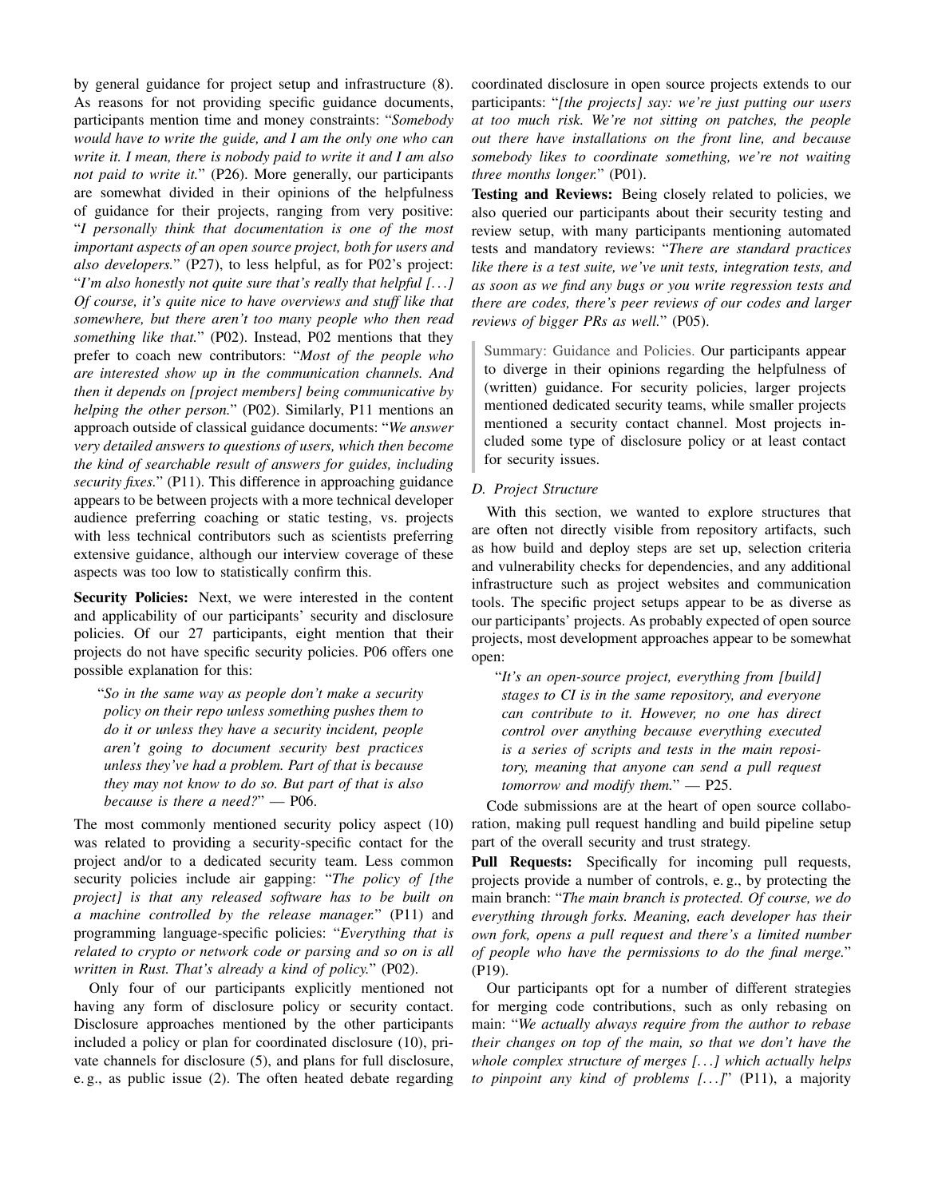by general guidance for project setup and infrastructure (8). As reasons for not providing specific guidance documents, participants mention time and money constraints: "*Somebody would have to write the guide, and I am the only one who can write it. I mean, there is nobody paid to write it and I am also not paid to write it.*" (P26). More generally, our participants are somewhat divided in their opinions of the helpfulness of guidance for their projects, ranging from very positive: "*I personally think that documentation is one of the most important aspects of an open source project, both for users and also developers.*" (P27), to less helpful, as for P02's project: "*I'm also honestly not quite sure that's really that helpful [...] Of course, it's quite nice to have overviews and stuff like that somewhere, but there aren't too many people who then read something like that.*" (P02). Instead, P02 mentions that they prefer to coach new contributors: "*Most of the people who are interested show up in the communication channels. And then it depends on [project members] being communicative by helping the other person.*" (P02). Similarly, P11 mentions an approach outside of classical guidance documents: "*We answer very detailed answers to questions of users, which then become the kind of searchable result of answers for guides, including security fixes.*" (P11). This difference in approaching guidance appears to be between projects with a more technical developer audience preferring coaching or static testing, vs. projects with less technical contributors such as scientists preferring extensive guidance, although our interview coverage of these aspects was too low to statistically confirm this.

**Security Policies:** Next, we were interested in the content and applicability of our participants' security and disclosure policies. Of our 27 participants, eight mention that their projects do not have specific security policies. P06 offers one possible explanation for this:

> "*So in the same way as people don't make a security policy on their repo unless something pushes them to do it or unless they have a security incident, people aren't going to document security best practices unless they've had a problem. Part of that is because they may not know to do so. But part of that is also because is there a need?*" — P06.

The most commonly mentioned security policy aspect (10) was related to providing a security-specific contact for the project and/or to a dedicated security team. Less common security policies include air gapping: "*The policy of [the project] is that any released software has to be built on a machine controlled by the release manager.*" (P11) and programming language-specific policies: "*Everything that is related to crypto or network code or parsing and so on is all written in Rust. That's already a kind of policy.*" (P02).

Only four of our participants explicitly mentioned not having any form of disclosure policy or security contact. Disclosure approaches mentioned by the other participants included a policy or plan for coordinated disclosure (10), private channels for disclosure (5), and plans for full disclosure, e. g., as public issue (2). The often heated debate regarding coordinated disclosure in open source projects extends to our participants: "*[the projects] say: we're just putting our users at too much risk. We're not sitting on patches, the people out there have installations on the front line, and because somebody likes to coordinate something, we're not waiting three months longer.*" (P01).

**Testing and Reviews:** Being closely related to policies, we also queried our participants about their security testing and review setup, with many participants mentioning automated tests and mandatory reviews: "*There are standard practices like there is a test suite, we've unit tests, integration tests, and as soon as we find any bugs or you write regression tests and there are codes, there's peer reviews of our codes and larger reviews of bigger PRs as well.*" (P05).

> Summary: Guidance and Policies. Our participants appear to diverge in their opinions regarding the helpfulness of (written) guidance. For security policies, larger projects mentioned dedicated security teams, while smaller projects mentioned a security contact channel. Most projects included some type of disclosure policy or at least contact for security issues.

### *D. Project Structure*

With this section, we wanted to explore structures that are often not directly visible from repository artifacts, such as how build and deploy steps are set up, selection criteria and vulnerability checks for dependencies, and any additional infrastructure such as project websites and communication tools. The specific project setups appear to be as diverse as our participants' projects. As probably expected of open source projects, most development approaches appear to be somewhat open:

> "*It's an open-source project, everything from [build] stages to CI is in the same repository, and everyone can contribute to it. However, no one has direct control over anything because everything executed is a series of scripts and tests in the main repository, meaning that anyone can send a pull request tomorrow and modify them.*" — P25.

Code submissions are at the heart of open source collaboration, making pull request handling and build pipeline setup part of the overall security and trust strategy.

**Pull Requests:** Specifically for incoming pull requests, projects provide a number of controls, e. g., by protecting the main branch: "*The main branch is protected. Of course, we do everything through forks. Meaning, each developer has their own fork, opens a pull request and there's a limited number of people who have the permissions to do the final merge.*" (P19).

Our participants opt for a number of different strategies for merging code contributions, such as only rebasing on main: "*We actually always require from the author to rebase their changes on top of the main, so that we don't have the whole complex structure of merges [...] which actually helps to pinpoint any kind of problems [...]*" (P11), a majority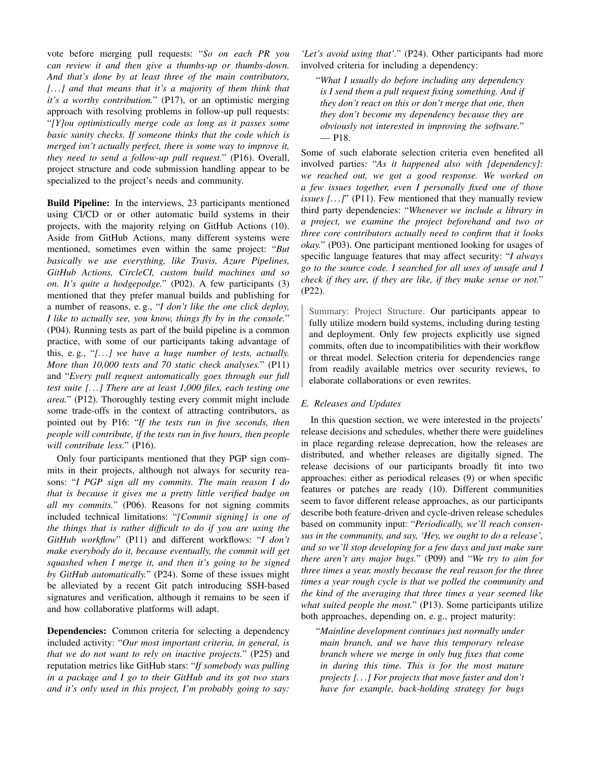vote before merging pull requests: "*So on each PR you can review it and then give a thumbs-up or thumbs-down. And that's done by at least three of the main contributors, [. . . ] and that means that it's a majority of them think that it's a worthy contribution.*" (P17), or an optimistic merging approach with resolving problems in follow-up pull requests: "*[Y]ou optimistically merge code as long as it passes some basic sanity checks. If someone thinks that the code which is merged isn't actually perfect, there is some way to improve it, they need to send a follow-up pull request.*" (P16). Overall, project structure and code submission handling appear to be specialized to the project's needs and community.

**Build Pipeline:** In the interviews, 23 participants mentioned using CI/CD or or other automatic build systems in their projects, with the majority relying on GitHub Actions (10). Aside from GitHub Actions, many different systems were mentioned, sometimes even within the same project: "*But basically we use everything, like Travis, Azure Pipelines, GitHub Actions, CircleCI, custom build machines and so on. It's quite a hodgepodge.*" (P02). A few participants (3) mentioned that they prefer manual builds and publishing for a number of reasons, e. g., "*I don't like the one click deploy, I like to actually see, you know, things fly by in the console.*" (P04). Running tests as part of the build pipeline is a common practice, with some of our participants taking advantage of this, e. g., "*[. . . ] we have a huge number of tests, actually. More than 10,000 tests and 70 static check analyses.*" (P11) and "*Every pull request automatically goes through our full test suite [. . . ] There are at least 1,000 files, each testing one area.*" (P12). Thoroughly testing every commit might include some trade-offs in the context of attracting contributors, as pointed out by P16: "*If the tests run in five seconds, then people will contribute, if the tests run in five hours, then people will contribute less.*" (P16).

Only four participants mentioned that they PGP sign commits in their projects, although not always for security reasons: "*I PGP sign all my commits. The main reason I do that is because it gives me a pretty little verified badge on all my commits.*" (P06). Reasons for not signing commits included technical limitations: "*[Commit signing] is one of the things that is rather difficult to do if you are using the GitHub workflow*" (P11) and different workflows: "*I don't make everybody do it, because eventually, the commit will get squashed when I merge it, and then it's going to be signed by GitHub automatically.*" (P24). Some of these issues might be alleviated by a recent Git patch introducing SSH-based signatures and verification, although it remains to be seen if and how collaborative platforms will adapt.

**Dependencies:** Common criteria for selecting a dependency included activity: "*Our most important criteria, in general, is that we do not want to rely on inactive projects.*" (P25) and reputation metrics like GitHub stars: "*If somebody was pulling in a package and I go to their GitHub and its got two stars and it's only used in this project, I'm probably going to say: 'Let's avoid using that'.*" (P24). Other participants had more involved criteria for including a dependency:

> "*What I usually do before including any dependency is I send them a pull request fixing something. And if they don't react on this or don't merge that one, then they don't become my dependency because they are obviously not interested in improving the software.*" — P18.

Some of such elaborate selection criteria even benefited all involved parties: "*As it happened also with [dependency]: we reached out, we got a good response. We worked on a few issues together, even I personally fixed one of those issues [. . . ]*" (P11). Few mentioned that they manually review third party dependencies: "*Whenever we include a library in a project, we examine the project beforehand and two or three core contributors actually need to confirm that it looks okay.*" (P03). One participant mentioned looking for usages of specific language features that may affect security: "*I always go to the source code. I searched for all uses of unsafe and I check if they are, if they are like, if they make sense or not.*" (P22).

> Summary: Project Structure. Our participants appear to fully utilize modern build systems, including during testing and deployment. Only few projects explicitly use signed commits, often due to incompatibilities with their workflow or threat model. Selection criteria for dependencies range from readily available metrics over security reviews, to elaborate collaborations or even rewrites.

### *E. Releases and Updates*

In this question section, we were interested in the projects' release decisions and schedules, whether there were guidelines in place regarding release deprecation, how the releases are distributed, and whether releases are digitally signed. The release decisions of our participants broadly fit into two approaches: either as periodical releases (9) or when specific features or patches are ready (10). Different communities seem to favor different release approaches, as our participants describe both feature-driven and cycle-driven release schedules based on community input: "*Periodically, we'll reach consensus in the community, and say, 'Hey, we ought to do a release', and so we'll stop developing for a few days and just make sure there aren't any major bugs.*" (P09) and "*We try to aim for three times a year, mostly because the real reason for the three times a year rough cycle is that we polled the community and the kind of the averaging that three times a year seemed like what suited people the most.*" (P13). Some participants utilize both approaches, depending on, e. g., project maturity:

> "*Mainline development continues just normally under main branch, and we have this temporary release branch where we merge in only bug fixes that come in during this time. This is for the most mature projects [. . . ] For projects that move faster and don't have for example, back-holding strategy for bugs*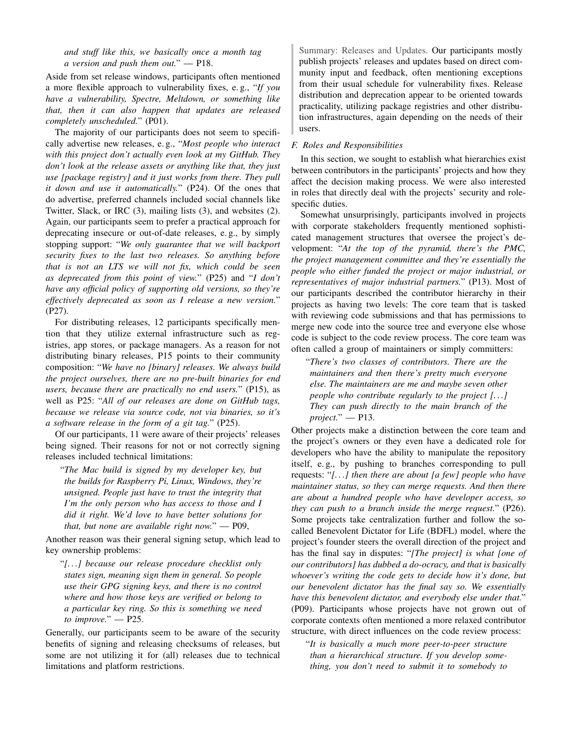*and stuff like this, we basically once a month tag a version and push them out.*" — P18.

Aside from set release windows, participants often mentioned a more flexible approach to vulnerability fixes, e. g., "*If you have a vulnerability, Spectre, Meltdown, or something like that, then it can also happen that updates are released completely unscheduled.*" (P01).

The majority of our participants does not seem to specifically advertise new releases, e. g., "*Most people who interact with this project don't actually even look at my GitHub. They don't look at the release assets or anything like that, they just use [package registry] and it just works from there. They pull it down and use it automatically.*" (P24). Of the ones that do advertise, preferred channels included social channels like Twitter, Slack, or IRC (3), mailing lists (3), and websites (2). Again, our participants seem to prefer a practical approach for deprecating insecure or out-of-date releases, e. g., by simply stopping support: "*We only guarantee that we will backport security fixes to the last two releases. So anything before that is not an LTS we will not fix, which could be seen as deprecated from this point of view.*" (P25) and "*I don't have any official policy of supporting old versions, so they're effectively deprecated as soon as I release a new version.*" (P27).

For distributing releases, 12 participants specifically mention that they utilize external infrastructure such as registries, app stores, or package managers. As a reason for not distributing binary releases, P15 points to their community composition: "*We have no [binary] releases. We always build the project ourselves, there are no pre-built binaries for end users, because there are practically no end users.*" (P15), as well as P25: "*All of our releases are done on GitHub tags, because we release via source code, not via binaries, so it's a software release in the form of a git tag.*" (P25).

Of our participants, 11 were aware of their projects' releases being signed. Their reasons for not or not correctly signing releases included technical limitations:

> "*The Mac build is signed by my developer key, but the builds for Raspberry Pi, Linux, Windows, they're unsigned. People just have to trust the integrity that I'm the only person who has access to those and I did it right. We'd love to have better solutions for that, but none are available right now.*" — P09,

Another reason was their general signing setup, which lead to key ownership problems:

> "*[...] because our release procedure checklist only states sign, meaning sign them in general. So people use their GPG signing keys, and there is no control where and how those keys are verified or belong to a particular key ring. So this is something we need to improve.*" — P25.

Generally, our participants seem to be aware of the security benefits of signing and releasing checksums of releases, but some are not utilizing it for (all) releases due to technical limitations and platform restrictions.

> Summary: Releases and Updates. Our participants mostly publish projects' releases and updates based on direct community input and feedback, often mentioning exceptions from their usual schedule for vulnerability fixes. Release distribution and deprecation appear to be oriented towards practicality, utilizing package registries and other distribution infrastructures, again depending on the needs of their users.

### F. Roles and Responsibilities

In this section, we sought to establish what hierarchies exist between contributors in the participants' projects and how they affect the decision making process. We were also interested in roles that directly deal with the projects' security and role-specific duties.

Somewhat unsurprisingly, participants involved in projects with corporate stakeholders frequently mentioned sophisticated management structures that oversee the project's development: "*At the top of the pyramid, there's the PMC, the project management committee and they're essentially the people who either funded the project or major industrial, or representatives of major industrial partners.*" (P13). Most of our participants described the contributor hierarchy in their projects as having two levels: The core team that is tasked with reviewing code submissions and that has permissions to merge new code into the source tree and everyone else whose code is subject to the code review process. The core team was often called a group of maintainers or simply committers:

> "*There's two classes of contributors. There are the maintainers and then there's pretty much everyone else. The maintainers are me and maybe seven other people who contribute regularly to the project [...] They can push directly to the main branch of the project.*" — P13.

Other projects make a distinction between the core team and the project's owners or they even have a dedicated role for developers who have the ability to manipulate the repository itself, e. g., by pushing to branches corresponding to pull requests: "*[...] then there are about [a few] people who have maintainer status, so they can merge requests. And then there are about a hundred people who have developer access, so they can push to a branch inside the merge request.*" (P26). Some projects take centralization further and follow the so-called Benevolent Dictator for Life (BDFL) model, where the project's founder steers the overall direction of the project and has the final say in disputes: "*[The project] is what [one of our contributors] has dubbed a do-ocracy, and that is basically whoever's writing the code gets to decide how it's done, but our benevolent dictator has the final say so. We essentially have this benevolent dictator, and everybody else under that.*" (P09). Participants whose projects have not grown out of corporate contexts often mentioned a more relaxed contributor structure, with direct influences on the code review process:

> "*It is basically a much more peer-to-peer structure than a hierarchical structure. If you develop something, you don't need to submit it to somebody to*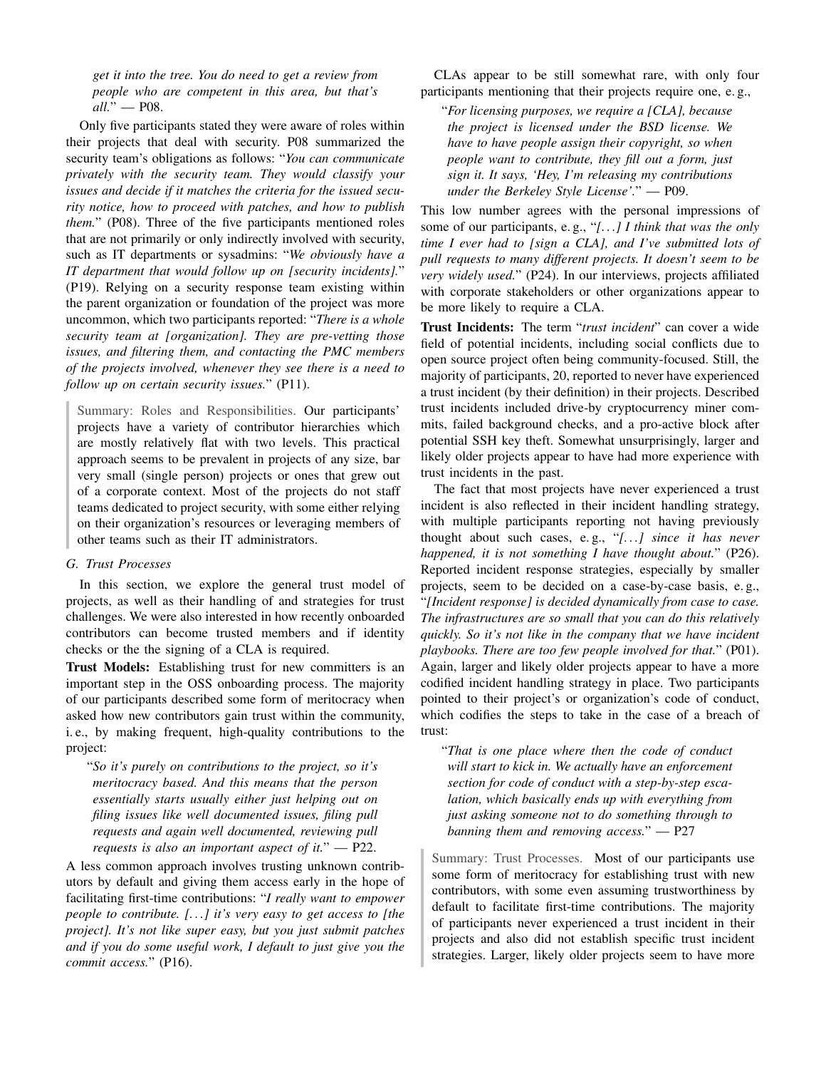*get it into the tree. You do need to get a review from people who are competent in this area, but that's all.*" — P08.

Only five participants stated they were aware of roles within their projects that deal with security. P08 summarized the security team's obligations as follows: "*You can communicate privately with the security team. They would classify your issues and decide if it matches the criteria for the issued security notice, how to proceed with patches, and how to publish them.*" (P08). Three of the five participants mentioned roles that are not primarily or only indirectly involved with security, such as IT departments or sysadmins: "*We obviously have a IT department that would follow up on [security incidents].*" (P19). Relying on a security response team existing within the parent organization or foundation of the project was more uncommon, which two participants reported: "*There is a whole security team at [organization]. They are pre-vetting those issues, and filtering them, and contacting the PMC members of the projects involved, whenever they see there is a need to follow up on certain security issues.*" (P11).

> Summary: Roles and Responsibilities. Our participants' projects have a variety of contributor hierarchies which are mostly relatively flat with two levels. This practical approach seems to be prevalent in projects of any size, bar very small (single person) projects or ones that grew out of a corporate context. Most of the projects do not staff teams dedicated to project security, with some either relying on their organization's resources or leveraging members of other teams such as their IT administrators.

### G. Trust Processes

In this section, we explore the general trust model of projects, as well as their handling of and strategies for trust challenges. We were also interested in how recently onboarded contributors can become trusted members and if identity checks or the the signing of a CLA is required.

**Trust Models:** Establishing trust for new committers is an important step in the OSS onboarding process. The majority of our participants described some form of meritocracy when asked how new contributors gain trust within the community, i. e., by making frequent, high-quality contributions to the project:

> "*So it's purely on contributions to the project, so it's meritocracy based. And this means that the person essentially starts usually either just helping out on filing issues like well documented issues, filing pull requests and again well documented, reviewing pull requests is also an important aspect of it.*" — P22.

A less common approach involves trusting unknown contributors by default and giving them access early in the hope of facilitating first-time contributions: "*I really want to empower people to contribute. [...] it's very easy to get access to [the project]. It's not like super easy, but you just submit patches and if you do some useful work, I default to just give you the commit access.*" (P16).

CLAs appear to be still somewhat rare, with only four participants mentioning that their projects require one, e. g.,

> "*For licensing purposes, we require a [CLA], because the project is licensed under the BSD license. We have to have people assign their copyright, so when people want to contribute, they fill out a form, just sign it. It says, 'Hey, I'm releasing my contributions under the Berkeley Style License'.*" — P09.

This low number agrees with the personal impressions of some of our participants, e. g., "*[...] I think that was the only time I ever had to [sign a CLA], and I've submitted lots of pull requests to many different projects. It doesn't seem to be very widely used.*" (P24). In our interviews, projects affiliated with corporate stakeholders or other organizations appear to be more likely to require a CLA.

**Trust Incidents:** The term "*trust incident*" can cover a wide field of potential incidents, including social conflicts due to open source project often being community-focused. Still, the majority of participants, 20, reported to never have experienced a trust incident (by their definition) in their projects. Described trust incidents included drive-by cryptocurrency miner commits, failed background checks, and a pro-active block after potential SSH key theft. Somewhat unsurprisingly, larger and likely older projects appear to have had more experience with trust incidents in the past.

The fact that most projects have never experienced a trust incident is also reflected in their incident handling strategy, with multiple participants reporting not having previously thought about such cases, e. g., "*[...] since it has never happened, it is not something I have thought about.*" (P26). Reported incident response strategies, especially by smaller projects, seem to be decided on a case-by-case basis, e. g., "*[Incident response] is decided dynamically from case to case. The infrastructures are so small that you can do this relatively quickly. So it's not like in the company that we have incident playbooks. There are too few people involved for that.*" (P01). Again, larger and likely older projects appear to have a more codified incident handling strategy in place. Two participants pointed to their project's or organization's code of conduct, which codifies the steps to take in the case of a breach of trust:

> "*That is one place where then the code of conduct will start to kick in. We actually have an enforcement section for code of conduct with a step-by-step escalation, which basically ends up with everything from just asking someone not to do something through to banning them and removing access.*" — P27

> Summary: Trust Processes. Most of our participants use some form of meritocracy for establishing trust with new contributors, with some even assuming trustworthiness by default to facilitate first-time contributions. The majority of participants never experienced a trust incident in their projects and also did not establish specific trust incident strategies. Larger, likely older projects seem to have more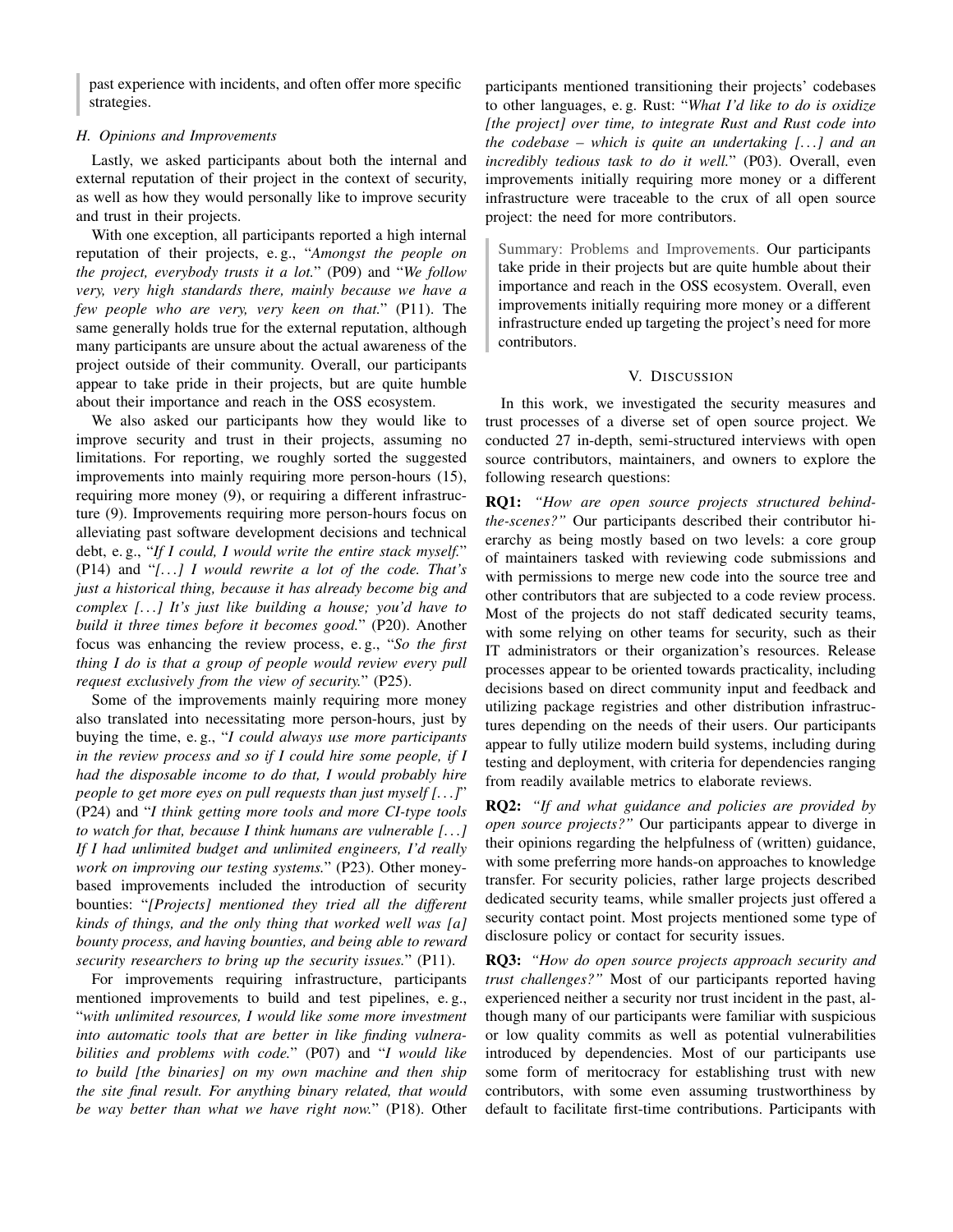> past experience with incidents, and often offer more specific strategies.

### H. Opinions and Improvements

Lastly, we asked participants about both the internal and external reputation of their project in the context of security, as well as how they would personally like to improve security and trust in their projects.

With one exception, all participants reported a high internal reputation of their projects, e. g., "*Amongst the people on the project, everybody trusts it a lot.*" (P09) and "*We follow very, very high standards there, mainly because we have a few people who are very, very keen on that.*" (P11). The same generally holds true for the external reputation, although many participants are unsure about the actual awareness of the project outside of their community. Overall, our participants appear to take pride in their projects, but are quite humble about their importance and reach in the OSS ecosystem.

We also asked our participants how they would like to improve security and trust in their projects, assuming no limitations. For reporting, we roughly sorted the suggested improvements into mainly requiring more person-hours (15), requiring more money (9), or requiring a different infrastructure (9). Improvements requiring more person-hours focus on alleviating past software development decisions and technical debt, e. g., "*If I could, I would write the entire stack myself.*" (P14) and "*[. . . ] I would rewrite a lot of the code. That's just a historical thing, because it has already become big and complex [. . . ] It's just like building a house; you'd have to build it three times before it becomes good.*" (P20). Another focus was enhancing the review process, e. g., "*So the first thing I do is that a group of people would review every pull request exclusively from the view of security.*" (P25).

Some of the improvements mainly requiring more money also translated into necessitating more person-hours, just by buying the time, e. g., "*I could always use more participants in the review process and so if I could hire some people, if I had the disposable income to do that, I would probably hire people to get more eyes on pull requests than just myself [. . . ]*" (P24) and "*I think getting more tools and more CI-type tools to watch for that, because I think humans are vulnerable [. . . ] If I had unlimited budget and unlimited engineers, I'd really work on improving our testing systems.*" (P23). Other money-based improvements included the introduction of security bounties: "*[Projects] mentioned they tried all the different kinds of things, and the only thing that worked well was [a] bounty process, and having bounties, and being able to reward security researchers to bring up the security issues.*" (P11).

For improvements requiring infrastructure, participants mentioned improvements to build and test pipelines, e. g., "*with unlimited resources, I would like some more investment into automatic tools that are better in like finding vulnerabilities and problems with code.*" (P07) and "*I would like to build [the binaries] on my own machine and then ship the site final result. For anything binary related, that would be way better than what we have right now.*" (P18). Other participants mentioned transitioning their projects' codebases to other languages, e. g. Rust: "*What I'd like to do is oxidize [the project] over time, to integrate Rust and Rust code into the codebase – which is quite an undertaking [. . . ] and an incredibly tedious task to do it well.*" (P03). Overall, even improvements initially requiring more money or a different infrastructure were traceable to the crux of all open source project: the need for more contributors.

> Summary: Problems and Improvements. Our participants take pride in their projects but are quite humble about their importance and reach in the OSS ecosystem. Overall, even improvements initially requiring more money or a different infrastructure ended up targeting the project's need for more contributors.

## V. Discussion

In this work, we investigated the security measures and trust processes of a diverse set of open source project. We conducted 27 in-depth, semi-structured interviews with open source contributors, maintainers, and owners to explore the following research questions:

**RQ1:** *"How are open source projects structured behind-the-scenes?"* Our participants described their contributor hierarchy as being mostly based on two levels: a core group of maintainers tasked with reviewing code submissions and with permissions to merge new code into the source tree and other contributors that are subjected to a code review process. Most of the projects do not staff dedicated security teams, with some relying on other teams for security, such as their IT administrators or their organization's resources. Release processes appear to be oriented towards practicality, including decisions based on direct community input and feedback and utilizing package registries and other distribution infrastructures depending on the needs of their users. Our participants appear to fully utilize modern build systems, including during testing and deployment, with criteria for dependencies ranging from readily available metrics to elaborate reviews.

**RQ2:** *"If and what guidance and policies are provided by open source projects?"* Our participants appear to diverge in their opinions regarding the helpfulness of (written) guidance, with some preferring more hands-on approaches to knowledge transfer. For security policies, rather large projects described dedicated security teams, while smaller projects just offered a security contact point. Most projects mentioned some type of disclosure policy or contact for security issues.

**RQ3:** *"How do open source projects approach security and trust challenges?"* Most of our participants reported having experienced neither a security nor trust incident in the past, although many of our participants were familiar with suspicious or low quality commits as well as potential vulnerabilities introduced by dependencies. Most of our participants use some form of meritocracy for establishing trust with new contributors, with some even assuming trustworthiness by default to facilitate first-time contributions. Participants with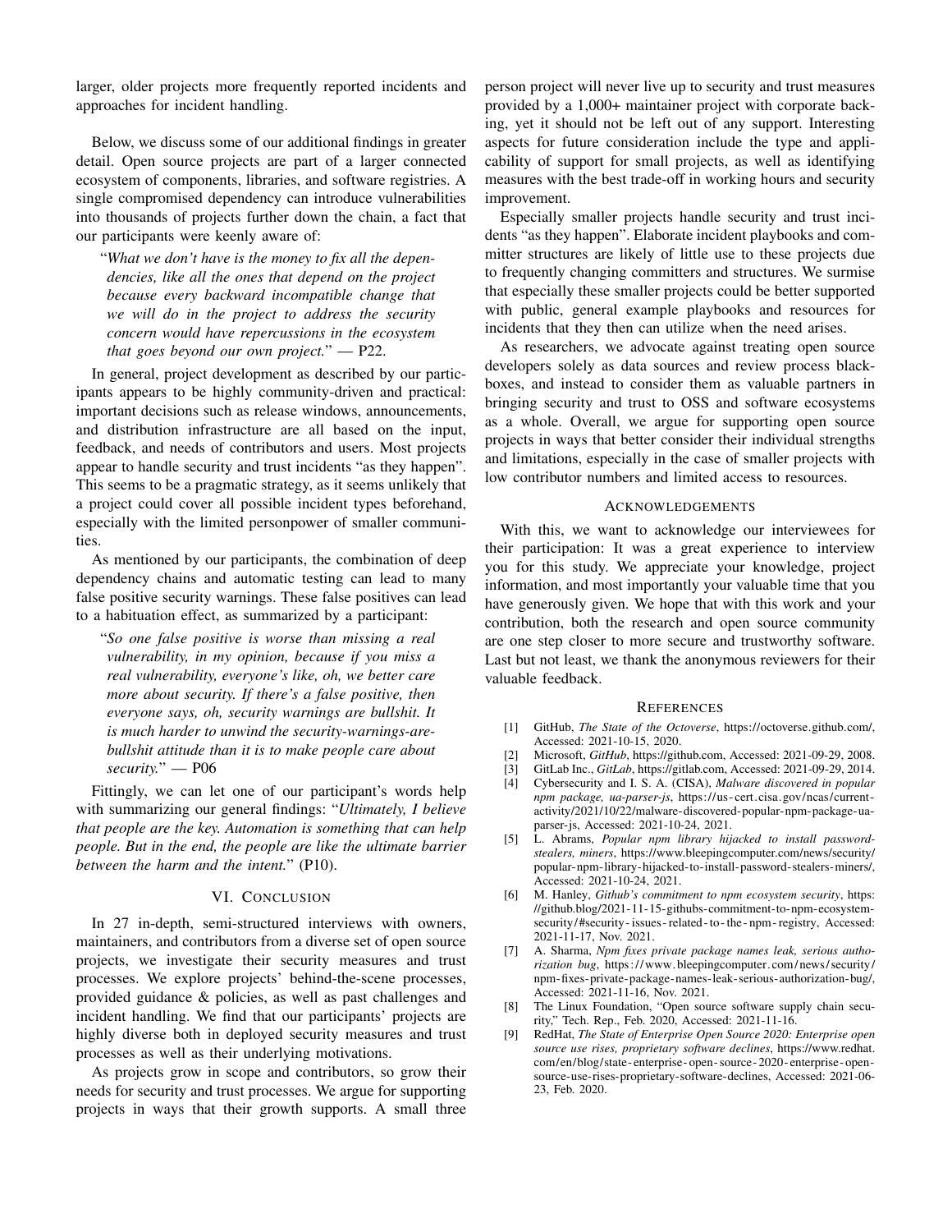larger, older projects more frequently reported incidents and approaches for incident handling.

Below, we discuss some of our additional findings in greater detail. Open source projects are part of a larger connected ecosystem of components, libraries, and software registries. A single compromised dependency can introduce vulnerabilities into thousands of projects further down the chain, a fact that our participants were keenly aware of:

> "*What we don't have is the money to fix all the dependencies, like all the ones that depend on the project because every backward incompatible change that we will do in the project to address the security concern would have repercussions in the ecosystem that goes beyond our own project.*" — P22.

In general, project development as described by our participants appears to be highly community-driven and practical: important decisions such as release windows, announcements, and distribution infrastructure are all based on the input, feedback, and needs of contributors and users. Most projects appear to handle security and trust incidents "as they happen". This seems to be a pragmatic strategy, as it seems unlikely that a project could cover all possible incident types beforehand, especially with the limited personpower of smaller communities.

As mentioned by our participants, the combination of deep dependency chains and automatic testing can lead to many false positive security warnings. These false positives can lead to a habituation effect, as summarized by a participant:

> "*So one false positive is worse than missing a real vulnerability, in my opinion, because if you miss a real vulnerability, everyone's like, oh, we better care more about security. If there's a false positive, then everyone says, oh, security warnings are bullshit. It is much harder to unwind the security-warnings-are-bullshit attitude than it is to make people care about security.*" — P06

Fittingly, we can let one of our participant's words help with summarizing our general findings: "*Ultimately, I believe that people are the key. Automation is something that can help people. But in the end, the people are like the ultimate barrier between the harm and the intent.*" (P10).

## VI. Conclusion

In 27 in-depth, semi-structured interviews with owners, maintainers, and contributors from a diverse set of open source projects, we investigate their security measures and trust processes. We explore projects' behind-the-scene processes, provided guidance & policies, as well as past challenges and incident handling. We find that our participants' projects are highly diverse both in deployed security measures and trust processes as well as their underlying motivations.

As projects grow in scope and contributors, so grow their needs for security and trust processes. We argue for supporting projects in ways that their growth supports. A small three person project will never live up to security and trust measures provided by a 1,000+ maintainer project with corporate backing, yet it should not be left out of any support. Interesting aspects for future consideration include the type and applicability of support for small projects, as well as identifying measures with the best trade-off in working hours and security improvement.

Especially smaller projects handle security and trust incidents "as they happen". Elaborate incident playbooks and committer structures are likely of little use to these projects due to frequently changing committers and structures. We surmise that especially these smaller projects could be better supported with public, general example playbooks and resources for incidents that they then can utilize when the need arises.

As researchers, we advocate against treating open source developers solely as data sources and review process blackboxes, and instead to consider them as valuable partners in bringing security and trust to OSS and software ecosystems as a whole. Overall, we argue for supporting open source projects in ways that better consider their individual strengths and limitations, especially in the case of smaller projects with low contributor numbers and limited access to resources.

## Acknowledgements

With this, we want to acknowledge our interviewees for their participation: It was a great experience to interview you for this study. We appreciate your knowledge, project information, and most importantly your valuable time that you have generously given. We hope that with this work and your contribution, both the research and open source community are one step closer to more secure and trustworthy software. Last but not least, we thank the anonymous reviewers for their valuable feedback.

## References

[1] GitHub, *The State of the Octoverse*, https://octoverse.github.com/, Accessed: 2021-10-15, 2020.

[2] Microsoft, *GitHub*, https://github.com, Accessed: 2021-09-29, 2008.

[3] GitLab Inc., *GitLab*, https://gitlab.com, Accessed: 2021-09-29, 2014.

[4] Cybersecurity and I. S. A. (CISA), *Malware discovered in popular npm package, ua-parser-js*, https://us-cert.cisa.gov/ncas/current-activity/2021/10/22/malware-discovered-popular-npm-package-ua-parser-js, Accessed: 2021-10-24, 2021.

[5] L. Abrams, *Popular npm library hijacked to install password-stealers, miners*, https://www.bleepingcomputer.com/news/security/popular-npm-library-hijacked-to-install-password-stealers-miners/, Accessed: 2021-10-24, 2021.

[6] M. Hanley, *Github's commitment to npm ecosystem security*, https://github.blog/2021-11-15-githubs-commitment-to-npm-ecosystem-security/#security-issues-related-to-the-npm-registry, Accessed: 2021-11-17, Nov. 2021.

[7] A. Sharma, *Npm fixes private package names leak, serious authorization bug*, https://www.bleepingcomputer.com/news/security/npm-fixes-private-package-names-leak-serious-authorization-bug/, Accessed: 2021-11-16, Nov. 2021.

[8] The Linux Foundation, "Open source software supply chain security," Tech. Rep., Feb. 2020, Accessed: 2021-11-16.

[9] RedHat, *The State of Enterprise Open Source 2020: Enterprise open source use rises, proprietary software declines*, https://www.redhat.com/en/blog/state-enterprise-open-source-2020-enterprise-open-source-use-rises-proprietary-software-declines, Accessed: 2021-06-23, Feb. 2020.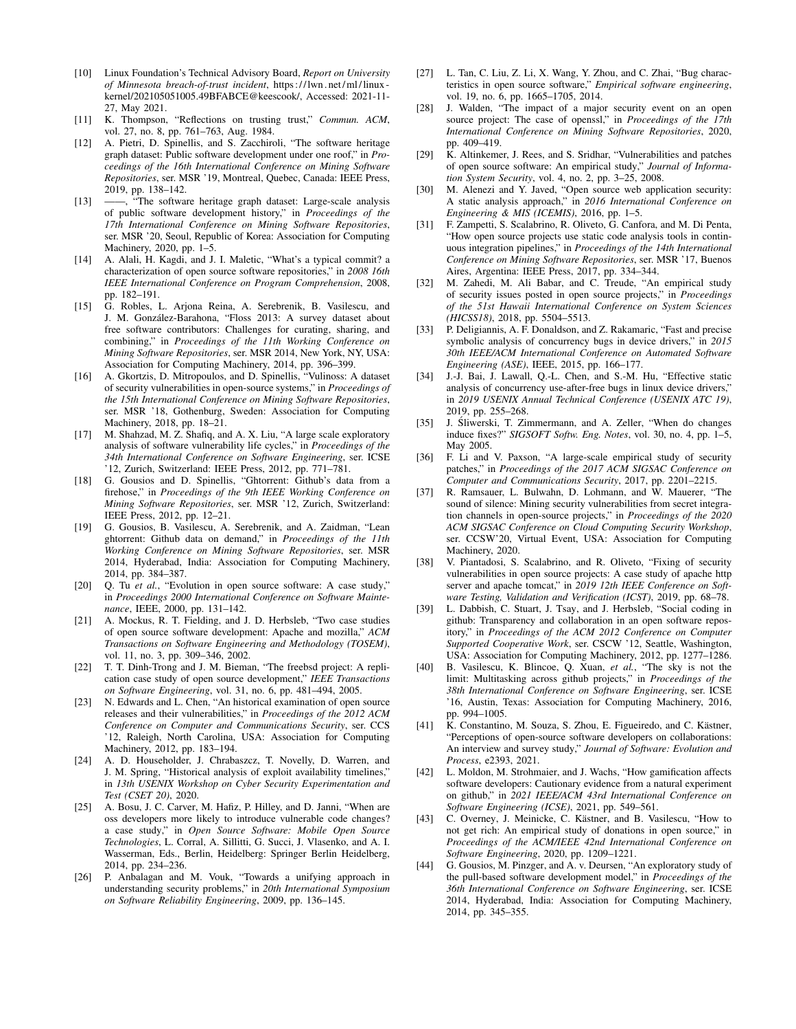[10] Linux Foundation's Technical Advisory Board, *Report on University of Minnesota breach-of-trust incident*, https://lwn.net/ml/linux-kernel/202105051005.49BFABCE@keescook/, Accessed: 2021-11-27, May 2021.

[11] K. Thompson, "Reflections on trusting trust," *Commun. ACM*, vol. 27, no. 8, pp. 761–763, Aug. 1984.

[12] A. Pietri, D. Spinellis, and S. Zacchiroli, "The software heritage graph dataset: Public software development under one roof," in *Proceedings of the 16th International Conference on Mining Software Repositories*, ser. MSR '19, Montreal, Quebec, Canada: IEEE Press, 2019, pp. 138–142.

[13] ——, "The software heritage graph dataset: Large-scale analysis of public software development history," in *Proceedings of the 17th International Conference on Mining Software Repositories*, ser. MSR '20, Seoul, Republic of Korea: Association for Computing Machinery, 2020, pp. 1–5.

[14] A. Alali, H. Kagdi, and J. I. Maletic, "What's a typical commit? a characterization of open source software repositories," in *2008 16th IEEE International Conference on Program Comprehension*, 2008, pp. 182–191.

[15] G. Robles, L. Arjona Reina, A. Serebrenik, B. Vasilescu, and J. M. González-Barahona, "Floss 2013: A survey dataset about free software contributors: Challenges for curating, sharing, and combining," in *Proceedings of the 11th Working Conference on Mining Software Repositories*, ser. MSR 2014, New York, NY, USA: Association for Computing Machinery, 2014, pp. 396–399.

[16] A. Gkortzis, D. Mitropoulos, and D. Spinellis, "Vulinoss: A dataset of security vulnerabilities in open-source systems," in *Proceedings of the 15th International Conference on Mining Software Repositories*, ser. MSR '18, Gothenburg, Sweden: Association for Computing Machinery, 2018, pp. 18–21.

[17] M. Shahzad, M. Z. Shafiq, and A. X. Liu, "A large scale exploratory analysis of software vulnerability life cycles," in *Proceedings of the 34th International Conference on Software Engineering*, ser. ICSE '12, Zurich, Switzerland: IEEE Press, 2012, pp. 771–781.

[18] G. Gousios and D. Spinellis, "Ghtorrent: Github's data from a firehose," in *Proceedings of the 9th IEEE Working Conference on Mining Software Repositories*, ser. MSR '12, Zurich, Switzerland: IEEE Press, 2012, pp. 12–21.

[19] G. Gousios, B. Vasilescu, A. Serebrenik, and A. Zaidman, "Lean ghtorrent: Github data on demand," in *Proceedings of the 11th Working Conference on Mining Software Repositories*, ser. MSR 2014, Hyderabad, India: Association for Computing Machinery, 2014, pp. 384–387.

[20] Q. Tu *et al.*, "Evolution in open source software: A case study," in *Proceedings 2000 International Conference on Software Maintenance*, IEEE, 2000, pp. 131–142.

[21] A. Mockus, R. T. Fielding, and J. D. Herbsleb, "Two case studies of open source software development: Apache and mozilla," *ACM Transactions on Software Engineering and Methodology (TOSEM)*, vol. 11, no. 3, pp. 309–346, 2002.

[22] T. T. Dinh-Trong and J. M. Bieman, "The freebsd project: A replication case study of open source development," *IEEE Transactions on Software Engineering*, vol. 31, no. 6, pp. 481–494, 2005.

[23] N. Edwards and L. Chen, "An historical examination of open source releases and their vulnerabilities," in *Proceedings of the 2012 ACM Conference on Computer and Communications Security*, ser. CCS '12, Raleigh, North Carolina, USA: Association for Computing Machinery, 2012, pp. 183–194.

[24] A. D. Householder, J. Chrabaszcz, T. Novelly, D. Warren, and J. M. Spring, "Historical analysis of exploit availability timelines," in *13th USENIX Workshop on Cyber Security Experimentation and Test (CSET 20)*, 2020.

[25] A. Bosu, J. C. Carver, M. Hafiz, P. Hilley, and D. Janni, "When are oss developers more likely to introduce vulnerable code changes? a case study," in *Open Source Software: Mobile Open Source Technologies*, L. Corral, A. Sillitti, G. Succi, J. Vlasenko, and A. I. Wasserman, Eds., Berlin, Heidelberg: Springer Berlin Heidelberg, 2014, pp. 234–236.

[26] P. Anbalagan and M. Vouk, "Towards a unifying approach in understanding security problems," in *20th International Symposium on Software Reliability Engineering*, 2009, pp. 136–145.

[27] L. Tan, C. Liu, Z. Li, X. Wang, Y. Zhou, and C. Zhai, "Bug characteristics in open source software," *Empirical software engineering*, vol. 19, no. 6, pp. 1665–1705, 2014.

[28] J. Walden, "The impact of a major security event on an open source project: The case of openssl," in *Proceedings of the 17th International Conference on Mining Software Repositories*, 2020, pp. 409–419.

[29] K. Altinkemer, J. Rees, and S. Sridhar, "Vulnerabilities and patches of open source software: An empirical study," *Journal of Information System Security*, vol. 4, no. 2, pp. 3–25, 2008.

[30] M. Alenezi and Y. Javed, "Open source web application security: A static analysis approach," in *2016 International Conference on Engineering & MIS (ICEMIS)*, 2016, pp. 1–5.

[31] F. Zampetti, S. Scalabrino, R. Oliveto, G. Canfora, and M. Di Penta, "How open source projects use static code analysis tools in continuous integration pipelines," in *Proceedings of the 14th International Conference on Mining Software Repositories*, ser. MSR '17, Buenos Aires, Argentina: IEEE Press, 2017, pp. 334–344.

[32] M. Zahedi, M. Ali Babar, and C. Treude, "An empirical study of security issues posted in open source projects," in *Proceedings of the 51st Hawaii International Conference on System Sciences (HICSS18)*, 2018, pp. 5504–5513.

[33] P. Deligiannis, A. F. Donaldson, and Z. Rakamaric, "Fast and precise symbolic analysis of concurrency bugs in device drivers," in *2015 30th IEEE/ACM International Conference on Automated Software Engineering (ASE)*, IEEE, 2015, pp. 166–177.

[34] J.-J. Bai, J. Lawall, Q.-L. Chen, and S.-M. Hu, "Effective static analysis of concurrency use-after-free bugs in linux device drivers," in *2019 USENIX Annual Technical Conference (USENIX ATC 19)*, 2019, pp. 255–268.

[35] J. Śliwerski, T. Zimmermann, and A. Zeller, "When do changes induce fixes?" *SIGSOFT Softw. Eng. Notes*, vol. 30, no. 4, pp. 1–5, May 2005.

[36] F. Li and V. Paxson, "A large-scale empirical study of security patches," in *Proceedings of the 2017 ACM SIGSAC Conference on Computer and Communications Security*, 2017, pp. 2201–2215.

[37] R. Ramsauer, L. Bulwahn, D. Lohmann, and W. Mauerer, "The sound of silence: Mining security vulnerabilities from secret integration channels in open-source projects," in *Proceedings of the 2020 ACM SIGSAC Conference on Cloud Computing Security Workshop*, ser. CCSW'20, Virtual Event, USA: Association for Computing Machinery, 2020.

[38] V. Piantadosi, S. Scalabrino, and R. Oliveto, "Fixing of security vulnerabilities in open source projects: A case study of apache http server and apache tomcat," in *2019 12th IEEE Conference on Software Testing, Validation and Verification (ICST)*, 2019, pp. 68–78.

[39] L. Dabbish, C. Stuart, J. Tsay, and J. Herbsleb, "Social coding in github: Transparency and collaboration in an open software repository," in *Proceedings of the ACM 2012 Conference on Computer Supported Cooperative Work*, ser. CSCW '12, Seattle, Washington, USA: Association for Computing Machinery, 2012, pp. 1277–1286.

[40] B. Vasilescu, K. Blincoe, Q. Xuan, *et al.*, "The sky is not the limit: Multitasking across github projects," in *Proceedings of the 38th International Conference on Software Engineering*, ser. ICSE '16, Austin, Texas: Association for Computing Machinery, 2016, pp. 994–1005.

[41] K. Constantino, M. Souza, S. Zhou, E. Figueiredo, and C. Kästner, "Perceptions of open-source software developers on collaborations: An interview and survey study," *Journal of Software: Evolution and Process*, e2393, 2021.

[42] L. Moldon, M. Strohmaier, and J. Wachs, "How gamification affects software developers: Cautionary evidence from a natural experiment on github," in *2021 IEEE/ACM 43rd International Conference on Software Engineering (ICSE)*, 2021, pp. 549–561.

[43] C. Overney, J. Meinicke, C. Kästner, and B. Vasilescu, "How to not get rich: An empirical study of donations in open source," in *Proceedings of the ACM/IEEE 42nd International Conference on Software Engineering*, 2020, pp. 1209–1221.

[44] G. Gousios, M. Pinzger, and A. v. Deursen, "An exploratory study of the pull-based software development model," in *Proceedings of the 36th International Conference on Software Engineering*, ser. ICSE 2014, Hyderabad, India: Association for Computing Machinery, 2014, pp. 345–355.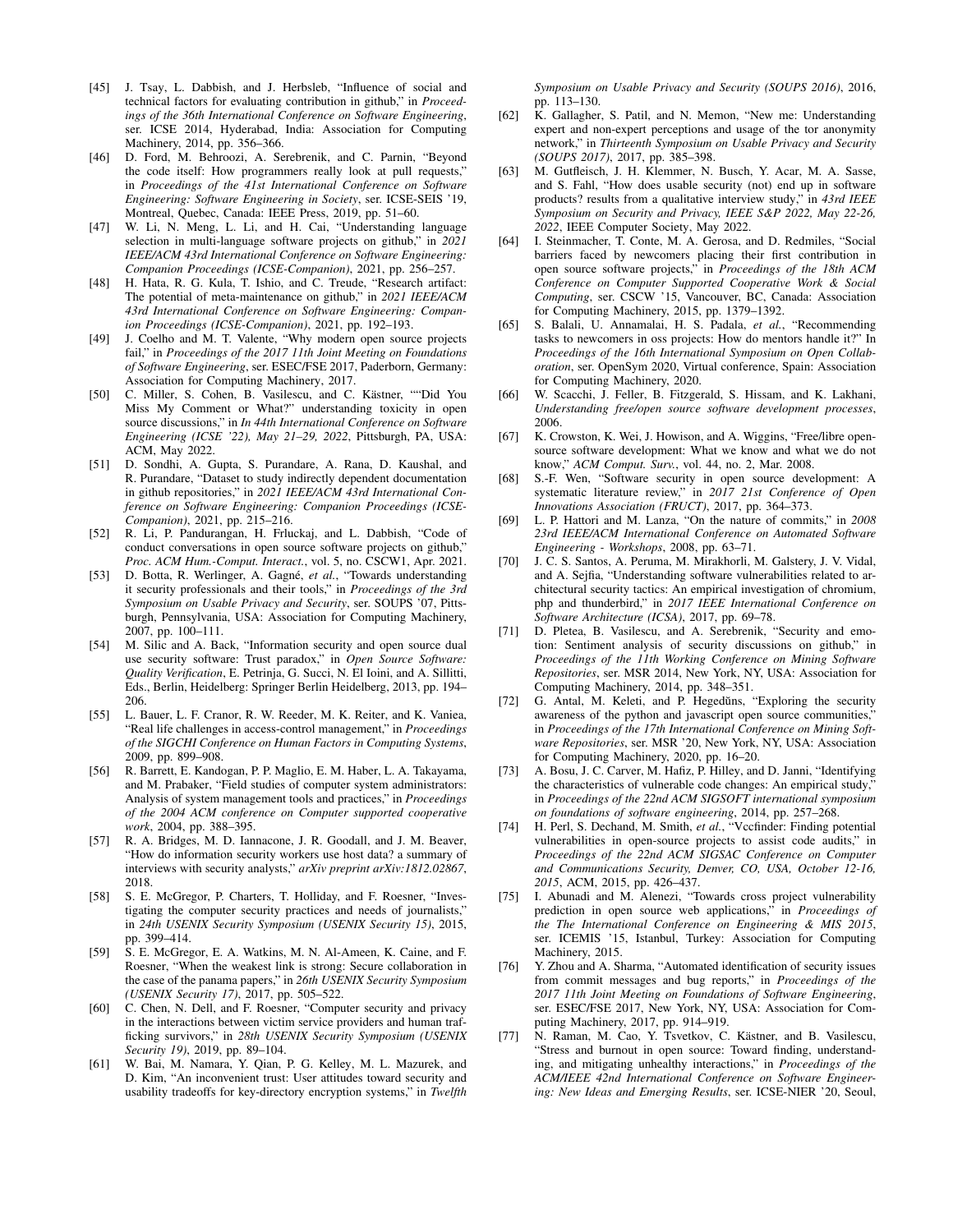[45] J. Tsay, L. Dabbish, and J. Herbsleb, "Influence of social and technical factors for evaluating contribution in github," in *Proceedings of the 36th International Conference on Software Engineering*, ser. ICSE 2014, Hyderabad, India: Association for Computing Machinery, 2014, pp. 356–366.

[46] D. Ford, M. Behroozi, A. Serebrenik, and C. Parnin, "Beyond the code itself: How programmers really look at pull requests," in *Proceedings of the 41st International Conference on Software Engineering: Software Engineering in Society*, ser. ICSE-SEIS '19, Montreal, Quebec, Canada: IEEE Press, 2019, pp. 51–60.

[47] W. Li, N. Meng, L. Li, and H. Cai, "Understanding language selection in multi-language software projects on github," in *2021 IEEE/ACM 43rd International Conference on Software Engineering: Companion Proceedings (ICSE-Companion)*, 2021, pp. 256–257.

[48] H. Hata, R. G. Kula, T. Ishio, and C. Treude, "Research artifact: The potential of meta-maintenance on github," in *2021 IEEE/ACM 43rd International Conference on Software Engineering: Companion Proceedings (ICSE-Companion)*, 2021, pp. 192–193.

[49] J. Coelho and M. T. Valente, "Why modern open source projects fail," in *Proceedings of the 2017 11th Joint Meeting on Foundations of Software Engineering*, ser. ESEC/FSE 2017, Paderborn, Germany: Association for Computing Machinery, 2017.

[50] C. Miller, S. Cohen, B. Vasilescu, and C. Kästner, ""Did You Miss My Comment or What?" understanding toxicity in open source discussions," in *In 44th International Conference on Software Engineering (ICSE '22), May 21–29, 2022*, Pittsburgh, PA, USA: ACM, May 2022.

[51] D. Sondhi, A. Gupta, S. Purandare, A. Rana, D. Kaushal, and R. Purandare, "Dataset to study indirectly dependent documentation in github repositories," in *2021 IEEE/ACM 43rd International Conference on Software Engineering: Companion Proceedings (ICSE-Companion)*, 2021, pp. 215–216.

[52] R. Li, P. Pandurangan, H. Frluckaj, and L. Dabbish, "Code of conduct conversations in open source software projects on github," *Proc. ACM Hum.-Comput. Interact.*, vol. 5, no. CSCW1, Apr. 2021.

[53] D. Botta, R. Werlinger, A. Gagné, *et al.*, "Towards understanding it security professionals and their tools," in *Proceedings of the 3rd Symposium on Usable Privacy and Security*, ser. SOUPS '07, Pittsburgh, Pennsylvania, USA: Association for Computing Machinery, 2007, pp. 100–111.

[54] M. Silic and A. Back, "Information security and open source dual use security software: Trust paradox," in *Open Source Software: Quality Verification*, E. Petrinja, G. Succi, N. El Ioini, and A. Sillitti, Eds., Berlin, Heidelberg: Springer Berlin Heidelberg, 2013, pp. 194–206.

[55] L. Bauer, L. F. Cranor, R. W. Reeder, M. K. Reiter, and K. Vaniea, "Real life challenges in access-control management," in *Proceedings of the SIGCHI Conference on Human Factors in Computing Systems*, 2009, pp. 899–908.

[56] R. Barrett, E. Kandogan, P. P. Maglio, E. M. Haber, L. A. Takayama, and M. Prabaker, "Field studies of computer system administrators: Analysis of system management tools and practices," in *Proceedings of the 2004 ACM conference on Computer supported cooperative work*, 2004, pp. 388–395.

[57] R. A. Bridges, M. D. Iannacone, J. R. Goodall, and J. M. Beaver, "How do information security workers use host data? a summary of interviews with security analysts," *arXiv preprint arXiv:1812.02867*, 2018.

[58] S. E. McGregor, P. Charters, T. Holliday, and F. Roesner, "Investigating the computer security practices and needs of journalists," in *24th USENIX Security Symposium (USENIX Security 15)*, 2015, pp. 399–414.

[59] S. E. McGregor, E. A. Watkins, M. N. Al-Ameen, K. Caine, and F. Roesner, "When the weakest link is strong: Secure collaboration in the case of the panama papers," in *26th USENIX Security Symposium (USENIX Security 17)*, 2017, pp. 505–522.

[60] C. Chen, N. Dell, and F. Roesner, "Computer security and privacy in the interactions between victim service providers and human trafficking survivors," in *28th USENIX Security Symposium (USENIX Security 19)*, 2019, pp. 89–104.

[61] W. Bai, M. Namara, Y. Qian, P. G. Kelley, M. L. Mazurek, and D. Kim, "An inconvenient trust: User attitudes toward security and usability tradeoffs for key-directory encryption systems," in *Twelfth Symposium on Usable Privacy and Security (SOUPS 2016)*, 2016, pp. 113–130.

[62] K. Gallagher, S. Patil, and N. Memon, "New me: Understanding expert and non-expert perceptions and usage of the tor anonymity network," in *Thirteenth Symposium on Usable Privacy and Security (SOUPS 2017)*, 2017, pp. 385–398.

[63] M. Gutfleisch, J. H. Klemmer, N. Busch, Y. Acar, M. A. Sasse, and S. Fahl, "How does usable security (not) end up in software products? results from a qualitative interview study," in *43rd IEEE Symposium on Security and Privacy, IEEE S&P 2022, May 22-26, 2022*, IEEE Computer Society, May 2022.

[64] I. Steinmacher, T. Conte, M. A. Gerosa, and D. Redmiles, "Social barriers faced by newcomers placing their first contribution in open source software projects," in *Proceedings of the 18th ACM Conference on Computer Supported Cooperative Work & Social Computing*, ser. CSCW '15, Vancouver, BC, Canada: Association for Computing Machinery, 2015, pp. 1379–1392.

[65] S. Balali, U. Annamalai, H. S. Padala, *et al.*, "Recommending tasks to newcomers in oss projects: How do mentors handle it?" In *Proceedings of the 16th International Symposium on Open Collaboration*, ser. OpenSym 2020, Virtual conference, Spain: Association for Computing Machinery, 2020.

[66] W. Scacchi, J. Feller, B. Fitzgerald, S. Hissam, and K. Lakhani, *Understanding free/open source software development processes*, 2006.

[67] K. Crowston, K. Wei, J. Howison, and A. Wiggins, "Free/libre open-source software development: What we know and what we do not know," *ACM Comput. Surv.*, vol. 44, no. 2, Mar. 2008.

[68] S.-F. Wen, "Software security in open source development: A systematic literature review," in *2017 21st Conference of Open Innovations Association (FRUCT)*, 2017, pp. 364–373.

[69] L. P. Hattori and M. Lanza, "On the nature of commits," in *2008 23rd IEEE/ACM International Conference on Automated Software Engineering - Workshops*, 2008, pp. 63–71.

[70] J. C. S. Santos, A. Peruma, M. Mirakhorli, M. Galstery, J. V. Vidal, and A. Sejfia, "Understanding software vulnerabilities related to architectural security tactics: An empirical investigation of chromium, php and thunderbird," in *2017 IEEE International Conference on Software Architecture (ICSA)*, 2017, pp. 69–78.

[71] D. Pletea, B. Vasilescu, and A. Serebrenik, "Security and emotion: Sentiment analysis of security discussions on github," in *Proceedings of the 11th Working Conference on Mining Software Repositories*, ser. MSR 2014, New York, NY, USA: Association for Computing Machinery, 2014, pp. 348–351.

[72] G. Antal, M. Keleti, and P. Hegedŭns, "Exploring the security awareness of the python and javascript open source communities," in *Proceedings of the 17th International Conference on Mining Software Repositories*, ser. MSR '20, New York, NY, USA: Association for Computing Machinery, 2020, pp. 16–20.

[73] A. Bosu, J. C. Carver, M. Hafiz, P. Hilley, and D. Janni, "Identifying the characteristics of vulnerable code changes: An empirical study," in *Proceedings of the 22nd ACM SIGSOFT international symposium on foundations of software engineering*, 2014, pp. 257–268.

[74] H. Perl, S. Dechand, M. Smith, *et al.*, "Vccfinder: Finding potential vulnerabilities in open-source projects to assist code audits," in *Proceedings of the 22nd ACM SIGSAC Conference on Computer and Communications Security, Denver, CO, USA, October 12-16, 2015*, ACM, 2015, pp. 426–437.

[75] I. Abunadi and M. Alenezi, "Towards cross project vulnerability prediction in open source web applications," in *Proceedings of the The International Conference on Engineering & MIS 2015*, ser. ICEMIS '15, Istanbul, Turkey: Association for Computing Machinery, 2015.

[76] Y. Zhou and A. Sharma, "Automated identification of security issues from commit messages and bug reports," in *Proceedings of the 2017 11th Joint Meeting on Foundations of Software Engineering*, ser. ESEC/FSE 2017, New York, NY, USA: Association for Computing Machinery, 2017, pp. 914–919.

[77] N. Raman, M. Cao, Y. Tsvetkov, C. Kästner, and B. Vasilescu, "Stress and burnout in open source: Toward finding, understanding, and mitigating unhealthy interactions," in *Proceedings of the ACM/IEEE 42nd International Conference on Software Engineering: New Ideas and Emerging Results*, ser. ICSE-NIER '20, Seoul,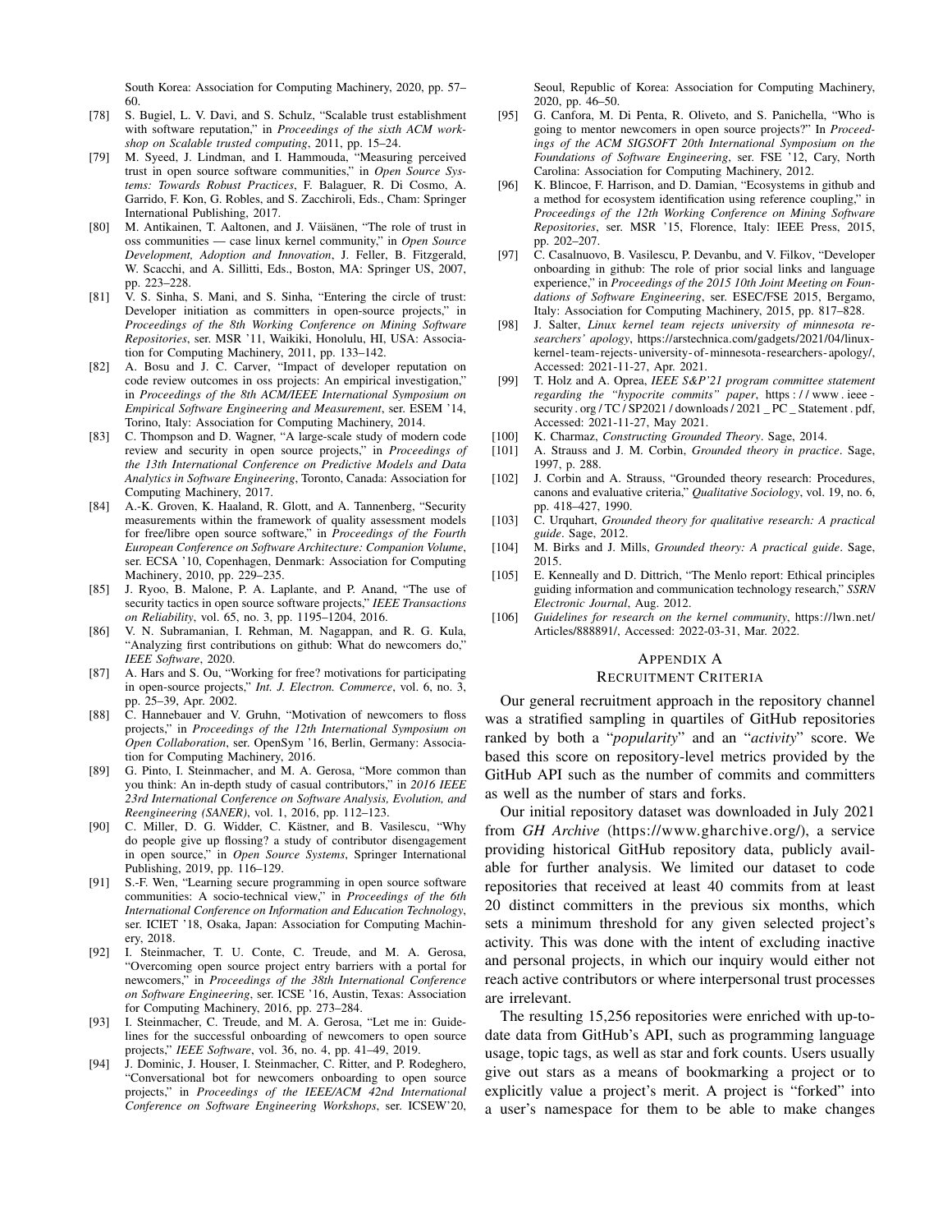South Korea: Association for Computing Machinery, 2020, pp. 57–60.

[78] S. Bugiel, L. V. Davi, and S. Schulz, "Scalable trust establishment with software reputation," in *Proceedings of the sixth ACM workshop on Scalable trusted computing*, 2011, pp. 15–24.

[79] M. Syeed, J. Lindman, and I. Hammouda, "Measuring perceived trust in open source software communities," in *Open Source Systems: Towards Robust Practices*, F. Balaguer, R. Di Cosmo, A. Garrido, F. Kon, G. Robles, and S. Zacchiroli, Eds., Cham: Springer International Publishing, 2017.

[80] M. Antikainen, T. Aaltonen, and J. Väisänen, "The role of trust in oss communities — case linux kernel community," in *Open Source Development, Adoption and Innovation*, J. Feller, B. Fitzgerald, W. Scacchi, and A. Sillitti, Eds., Boston, MA: Springer US, 2007, pp. 223–228.

[81] V. S. Sinha, S. Mani, and S. Sinha, "Entering the circle of trust: Developer initiation as committers in open-source projects," in *Proceedings of the 8th Working Conference on Mining Software Repositories*, ser. MSR '11, Waikiki, Honolulu, HI, USA: Association for Computing Machinery, 2011, pp. 133–142.

[82] A. Bosu and J. C. Carver, "Impact of developer reputation on code review outcomes in oss projects: An empirical investigation," in *Proceedings of the 8th ACM/IEEE International Symposium on Empirical Software Engineering and Measurement*, ser. ESEM '14, Torino, Italy: Association for Computing Machinery, 2014.

[83] C. Thompson and D. Wagner, "A large-scale study of modern code review and security in open source projects," in *Proceedings of the 13th International Conference on Predictive Models and Data Analytics in Software Engineering*, Toronto, Canada: Association for Computing Machinery, 2017.

[84] A.-K. Groven, K. Haaland, R. Glott, and A. Tannenberg, "Security measurements within the framework of quality assessment models for free/libre open source software," in *Proceedings of the Fourth European Conference on Software Architecture: Companion Volume*, ser. ECSA '10, Copenhagen, Denmark: Association for Computing Machinery, 2010, pp. 229–235.

[85] J. Ryoo, B. Malone, P. A. Laplante, and P. Anand, "The use of security tactics in open source software projects," *IEEE Transactions on Reliability*, vol. 65, no. 3, pp. 1195–1204, 2016.

[86] V. N. Subramanian, I. Rehman, M. Nagappan, and R. G. Kula, "Analyzing first contributions on github: What do newcomers do," *IEEE Software*, 2020.

[87] A. Hars and S. Ou, "Working for free? motivations for participating in open-source projects," *Int. J. Electron. Commerce*, vol. 6, no. 3, pp. 25–39, Apr. 2002.

[88] C. Hannebauer and V. Gruhn, "Motivation of newcomers to floss projects," in *Proceedings of the 12th International Symposium on Open Collaboration*, ser. OpenSym '16, Berlin, Germany: Association for Computing Machinery, 2016.

[89] G. Pinto, I. Steinmacher, and M. A. Gerosa, "More common than you think: An in-depth study of casual contributors," in *2016 IEEE 23rd International Conference on Software Analysis, Evolution, and Reengineering (SANER)*, vol. 1, 2016, pp. 112–123.

[90] C. Miller, D. G. Widder, C. Kästner, and B. Vasilescu, "Why do people give up flossing? a study of contributor disengagement in open source," in *Open Source Systems*, Springer International Publishing, 2019, pp. 116–129.

[91] S.-F. Wen, "Learning secure programming in open source software communities: A socio-technical view," in *Proceedings of the 6th International Conference on Information and Education Technology*, ser. ICIET '18, Osaka, Japan: Association for Computing Machinery, 2018.

[92] I. Steinmacher, T. U. Conte, C. Treude, and M. A. Gerosa, "Overcoming open source project entry barriers with a portal for newcomers," in *Proceedings of the 38th International Conference on Software Engineering*, ser. ICSE '16, Austin, Texas: Association for Computing Machinery, 2016, pp. 273–284.

[93] I. Steinmacher, C. Treude, and M. A. Gerosa, "Let me in: Guidelines for the successful onboarding of newcomers to open source projects," *IEEE Software*, vol. 36, no. 4, pp. 41–49, 2019.

[94] J. Dominic, J. Houser, I. Steinmacher, C. Ritter, and P. Rodeghero, "Conversational bot for newcomers onboarding to open source projects," in *Proceedings of the IEEE/ACM 42nd International Conference on Software Engineering Workshops*, ser. ICSEW'20, Seoul, Republic of Korea: Association for Computing Machinery, 2020, pp. 46–50.

[95] G. Canfora, M. Di Penta, R. Oliveto, and S. Panichella, "Who is going to mentor newcomers in open source projects?" In *Proceedings of the ACM SIGSOFT 20th International Symposium on the Foundations of Software Engineering*, ser. FSE '12, Cary, North Carolina: Association for Computing Machinery, 2012.

[96] K. Blincoe, F. Harrison, and D. Damian, "Ecosystems in github and a method for ecosystem identification using reference coupling," in *Proceedings of the 12th Working Conference on Mining Software Repositories*, ser. MSR '15, Florence, Italy: IEEE Press, 2015, pp. 202–207.

[97] C. Casalnuovo, B. Vasilescu, P. Devanbu, and V. Filkov, "Developer onboarding in github: The role of prior social links and language experience," in *Proceedings of the 2015 10th Joint Meeting on Foundations of Software Engineering*, ser. ESEC/FSE 2015, Bergamo, Italy: Association for Computing Machinery, 2015, pp. 817–828.

[98] J. Salter, *Linux kernel team rejects university of minnesota researchers' apology*, https://arstechnica.com/gadgets/2021/04/linux-kernel-team-rejects-university-of-minnesota-researchers-apology/, Accessed: 2021-11-27, Apr. 2021.

[99] T. Holz and A. Oprea, *IEEE S&P'21 program committee statement regarding the "hypocrite commits" paper*, https://www.ieee-security.org/TC/SP2021/downloads/2021_PC_Statement.pdf, Accessed: 2021-11-27, May 2021.

[100] K. Charmaz, *Constructing Grounded Theory*. Sage, 2014.

[101] A. Strauss and J. M. Corbin, *Grounded theory in practice*. Sage, 1997, p. 288.

[102] J. Corbin and A. Strauss, "Grounded theory research: Procedures, canons and evaluative criteria," *Qualitative Sociology*, vol. 19, no. 6, pp. 418–427, 1990.

[103] C. Urquhart, *Grounded theory for qualitative research: A practical guide*. Sage, 2012.

[104] M. Birks and J. Mills, *Grounded theory: A practical guide*. Sage, 2015.

[105] E. Kenneally and D. Dittrich, "The Menlo report: Ethical principles guiding information and communication technology research," *SSRN Electronic Journal*, Aug. 2012.

[106] *Guidelines for research on the kernel community*, https://lwn.net/Articles/888891/, Accessed: 2022-03-31, Mar. 2022.

# Appendix A
## Recruitment Criteria

Our general recruitment approach in the repository channel was a stratified sampling in quartiles of GitHub repositories ranked by both a "*popularity*" and an "*activity*" score. We based this score on repository-level metrics provided by the GitHub API such as the number of commits and committers as well as the number of stars and forks.

Our initial repository dataset was downloaded in July 2021 from *GH Archive* (https://www.gharchive.org/), a service providing historical GitHub repository data, publicly available for further analysis. We limited our dataset to code repositories that received at least 40 commits from at least 20 distinct committers in the previous six months, which sets a minimum threshold for any given selected project's activity. This was done with the intent of excluding inactive and personal projects, in which our inquiry would either not reach active contributors or where interpersonal trust processes are irrelevant.

The resulting 15,256 repositories were enriched with up-to-date data from GitHub's API, such as programming language usage, topic tags, as well as star and fork counts. Users usually give out stars as a means of bookmarking a project or to explicitly value a project's merit. A project is "forked" into a user's namespace for them to be able to make changes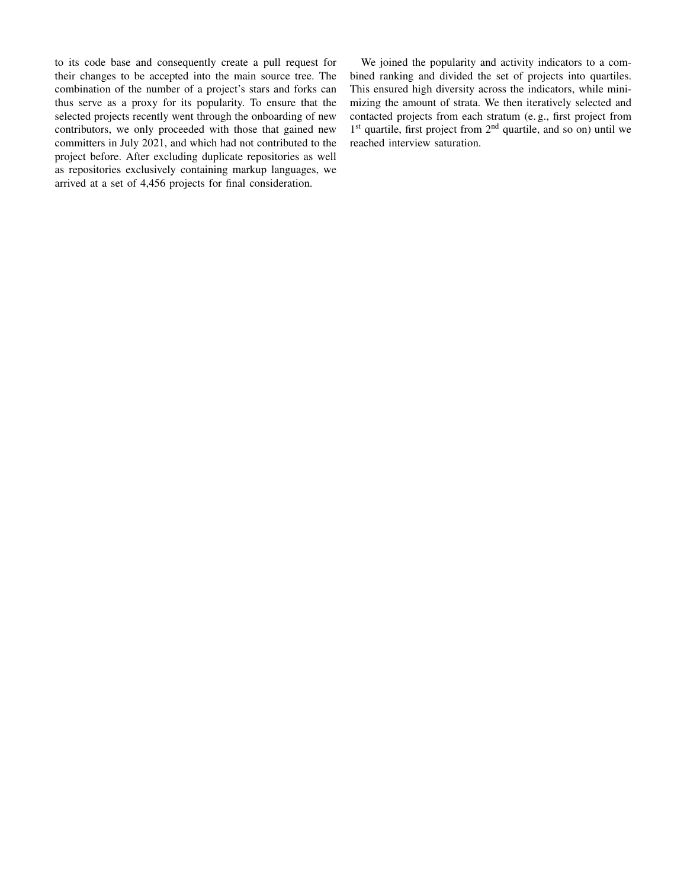to its code base and consequently create a pull request for their changes to be accepted into the main source tree. The combination of the number of a project's stars and forks can thus serve as a proxy for its popularity. To ensure that the selected projects recently went through the onboarding of new contributors, we only proceeded with those that gained new committers in July 2021, and which had not contributed to the project before. After excluding duplicate repositories as well as repositories exclusively containing markup languages, we arrived at a set of 4,456 projects for final consideration.

We joined the popularity and activity indicators to a combined ranking and divided the set of projects into quartiles. This ensured high diversity across the indicators, while minimizing the amount of strata. We then iteratively selected and contacted projects from each stratum (e. g., first project from 1st quartile, first project from 2nd quartile, and so on) until we reached interview saturation.